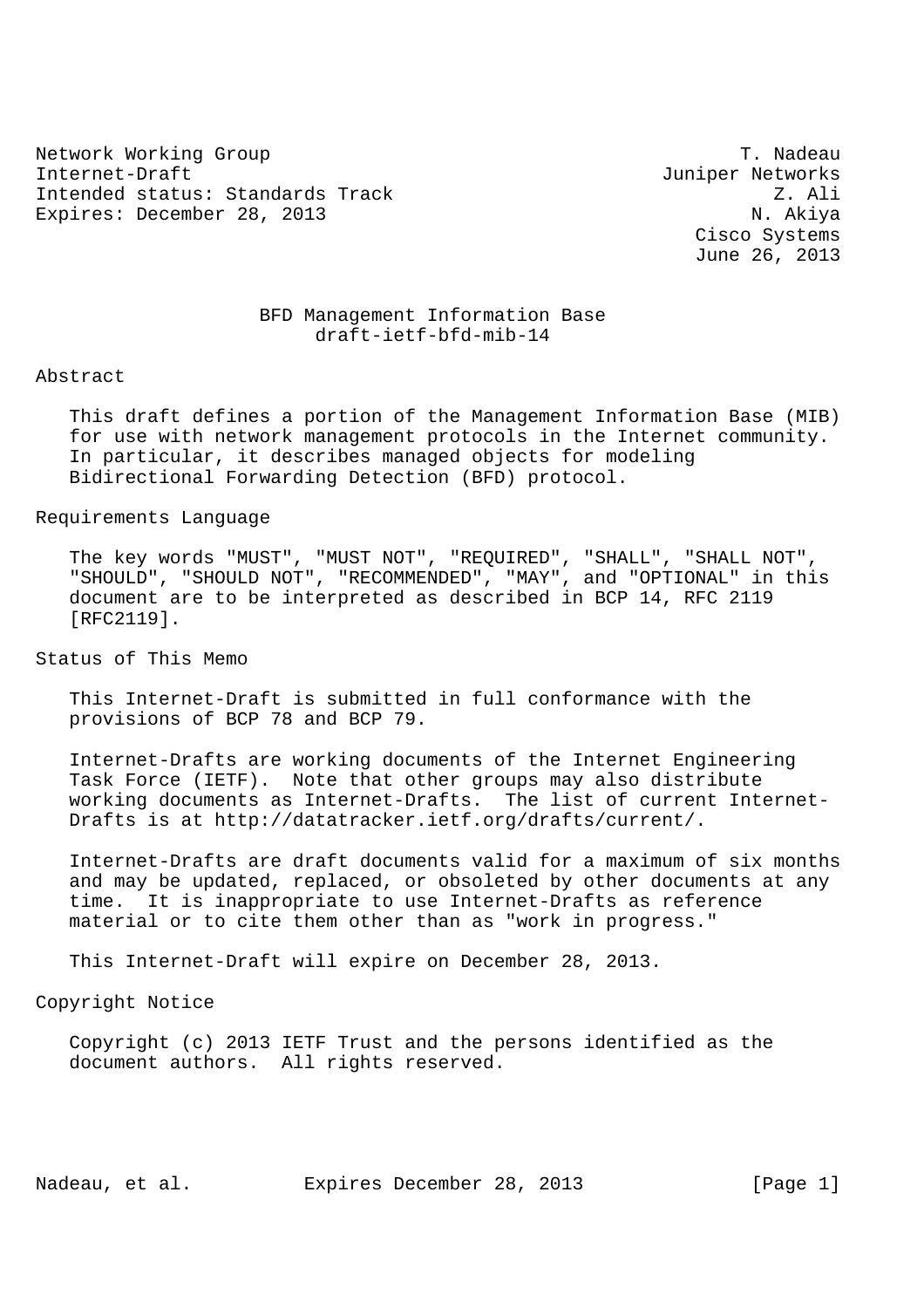Network Working Group T. Nadeau
Internet-Draft Juniper Networks
Intended status: Standards Track Z. Ali
Expires: December 28, 2013 N. Akiya
Cisco Systems
June 26, 2013

# BFD Management Information Base
draft-ietf-bfd-mib-14

## Abstract

This draft defines a portion of the Management Information Base (MIB) for use with network management protocols in the Internet community. In particular, it describes managed objects for modeling Bidirectional Forwarding Detection (BFD) protocol.

## Requirements Language

The key words "MUST", "MUST NOT", "REQUIRED", "SHALL", "SHALL NOT", "SHOULD", "SHOULD NOT", "RECOMMENDED", "MAY", and "OPTIONAL" in this document are to be interpreted as described in BCP 14, RFC 2119 [RFC2119].

## Status of This Memo

This Internet-Draft is submitted in full conformance with the provisions of BCP 78 and BCP 79.

Internet-Drafts are working documents of the Internet Engineering Task Force (IETF). Note that other groups may also distribute working documents as Internet-Drafts. The list of current Internet-Drafts is at http://datatracker.ietf.org/drafts/current/.

Internet-Drafts are draft documents valid for a maximum of six months and may be updated, replaced, or obsoleted by other documents at any time. It is inappropriate to use Internet-Drafts as reference material or to cite them other than as "work in progress."

This Internet-Draft will expire on December 28, 2013.

## Copyright Notice

Copyright (c) 2013 IETF Trust and the persons identified as the document authors. All rights reserved.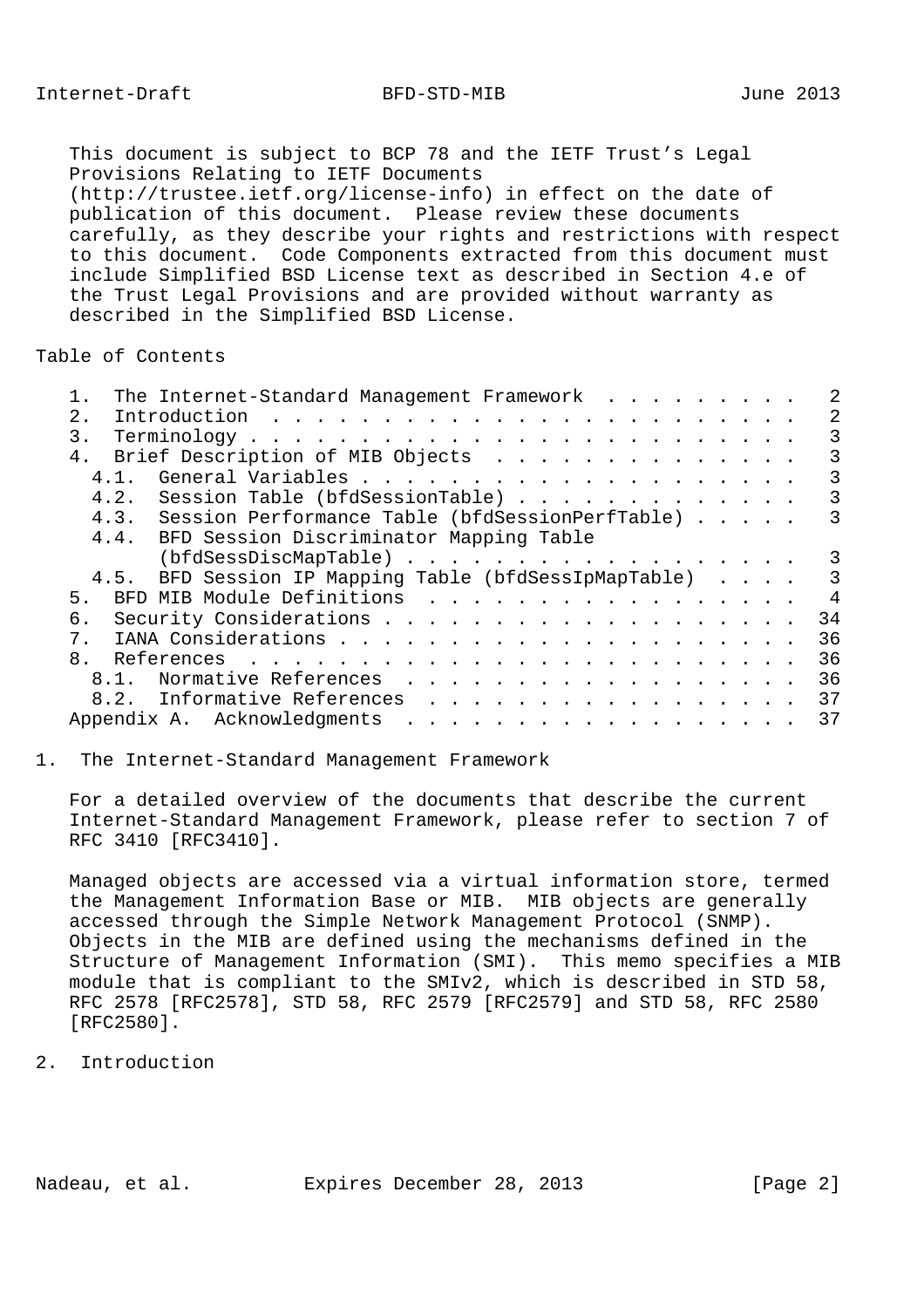This document is subject to BCP 78 and the IETF Trust's Legal Provisions Relating to IETF Documents (http://trustee.ietf.org/license-info) in effect on the date of publication of this document. Please review these documents carefully, as they describe your rights and restrictions with respect to this document. Code Components extracted from this document must include Simplified BSD License text as described in Section 4.e of the Trust Legal Provisions and are provided without warranty as described in the Simplified BSD License.

## Table of Contents

```
   1.  The Internet-Standard Management Framework . . . . . . . . .   2
   2.  Introduction . . . . . . . . . . . . . . . . . . . . . . . .   2
   3.  Terminology . . . . . . . . . . . . . . . . . . . . . . . . .   3
   4.  Brief Description of MIB Objects . . . . . . . . . . . . . .   3
     4.1.  General Variables . . . . . . . . . . . . . . . . . . . .   3
     4.2.  Session Table (bfdSessionTable) . . . . . . . . . . . . .   3
     4.3.  Session Performance Table (bfdSessionPerfTable) . . . . .   3
     4.4.  BFD Session Discriminator Mapping Table
           (bfdSessDiscMapTable) . . . . . . . . . . . . . . . . . .   3
     4.5.  BFD Session IP Mapping Table (bfdSessIpMapTable)  . . . .   3
   5.  BFD MIB Module Definitions  . . . . . . . . . . . . . . . . .   4
   6.  Security Considerations . . . . . . . . . . . . . . . . . . .  34
   7.  IANA Considerations . . . . . . . . . . . . . . . . . . . . .  36
   8.  References  . . . . . . . . . . . . . . . . . . . . . . . . .  36
     8.1.  Normative References  . . . . . . . . . . . . . . . . . .  36
     8.2.  Informative References  . . . . . . . . . . . . . . . . .  37
   Appendix A.  Acknowledgments  . . . . . . . . . . . . . . . . . .  37
```

## 1. The Internet-Standard Management Framework

For a detailed overview of the documents that describe the current Internet-Standard Management Framework, please refer to section 7 of RFC 3410 [RFC3410].

Managed objects are accessed via a virtual information store, termed the Management Information Base or MIB. MIB objects are generally accessed through the Simple Network Management Protocol (SNMP). Objects in the MIB are defined using the mechanisms defined in the Structure of Management Information (SMI). This memo specifies a MIB module that is compliant to the SMIv2, which is described in STD 58, RFC 2578 [RFC2578], STD 58, RFC 2579 [RFC2579] and STD 58, RFC 2580 [RFC2580].

## 2. Introduction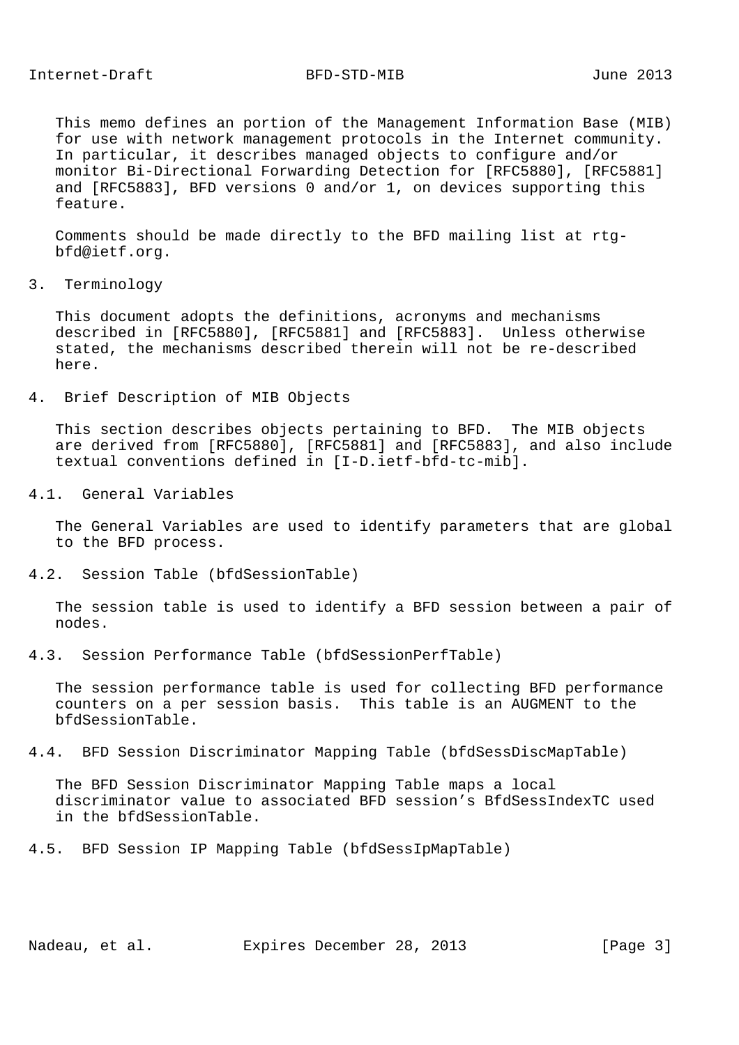This memo defines an portion of the Management Information Base (MIB) for use with network management protocols in the Internet community. In particular, it describes managed objects to configure and/or monitor Bi-Directional Forwarding Detection for [RFC5880], [RFC5881] and [RFC5883], BFD versions 0 and/or 1, on devices supporting this feature.

Comments should be made directly to the BFD mailing list at rtg-bfd@ietf.org.

## 3. Terminology

This document adopts the definitions, acronyms and mechanisms described in [RFC5880], [RFC5881] and [RFC5883]. Unless otherwise stated, the mechanisms described therein will not be re-described here.

## 4. Brief Description of MIB Objects

This section describes objects pertaining to BFD. The MIB objects are derived from [RFC5880], [RFC5881] and [RFC5883], and also include textual conventions defined in [I-D.ietf-bfd-tc-mib].

### 4.1. General Variables

The General Variables are used to identify parameters that are global to the BFD process.

### 4.2. Session Table (bfdSessionTable)

The session table is used to identify a BFD session between a pair of nodes.

### 4.3. Session Performance Table (bfdSessionPerfTable)

The session performance table is used for collecting BFD performance counters on a per session basis. This table is an AUGMENT to the bfdSessionTable.

### 4.4. BFD Session Discriminator Mapping Table (bfdSessDiscMapTable)

The BFD Session Discriminator Mapping Table maps a local discriminator value to associated BFD session's BfdSessIndexTC used in the bfdSessionTable.

### 4.5. BFD Session IP Mapping Table (bfdSessIpMapTable)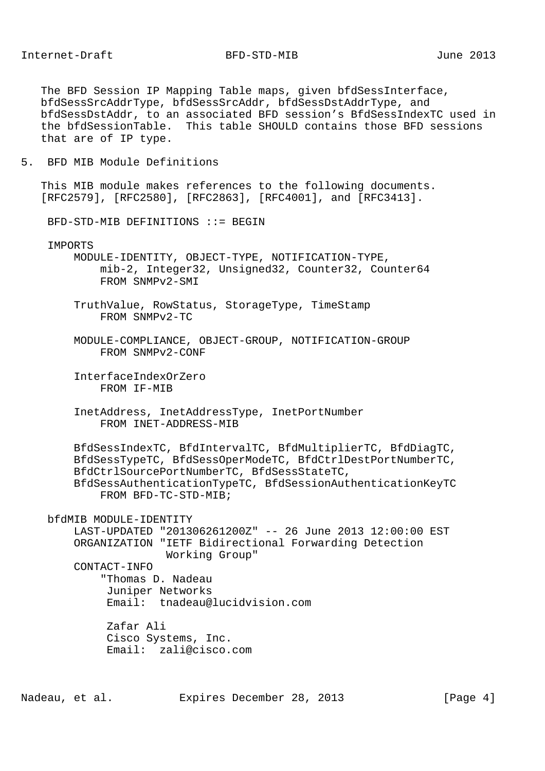The BFD Session IP Mapping Table maps, given bfdSessInterface, bfdSessSrcAddrType, bfdSessSrcAddr, bfdSessDstAddrType, and bfdSessDstAddr, to an associated BFD session's BfdSessIndexTC used in the bfdSessionTable. This table SHOULD contains those BFD sessions that are of IP type.

## 5. BFD MIB Module Definitions

This MIB module makes references to the following documents. [RFC2579], [RFC2580], [RFC2863], [RFC4001], and [RFC3413].

```
 BFD-STD-MIB DEFINITIONS ::= BEGIN

 IMPORTS
     MODULE-IDENTITY, OBJECT-TYPE, NOTIFICATION-TYPE,
         mib-2, Integer32, Unsigned32, Counter32, Counter64
         FROM SNMPv2-SMI

     TruthValue, RowStatus, StorageType, TimeStamp
         FROM SNMPv2-TC

     MODULE-COMPLIANCE, OBJECT-GROUP, NOTIFICATION-GROUP
         FROM SNMPv2-CONF

     InterfaceIndexOrZero
         FROM IF-MIB

     InetAddress, InetAddressType, InetPortNumber
         FROM INET-ADDRESS-MIB

     BfdSessIndexTC, BfdIntervalTC, BfdMultiplierTC, BfdDiagTC,
     BfdSessTypeTC, BfdSessOperModeTC, BfdCtrlDestPortNumberTC,
     BfdCtrlSourcePortNumberTC, BfdSessStateTC,
     BfdSessAuthenticationTypeTC, BfdSessionAuthenticationKeyTC
         FROM BFD-TC-STD-MIB;

 bfdMIB MODULE-IDENTITY
     LAST-UPDATED "201306261200Z" -- 26 June 2013 12:00:00 EST
     ORGANIZATION "IETF Bidirectional Forwarding Detection
                   Working Group"
     CONTACT-INFO
         "Thomas D. Nadeau
          Juniper Networks
          Email:  tnadeau@lucidvision.com

          Zafar Ali
          Cisco Systems, Inc.
          Email:  zali@cisco.com
```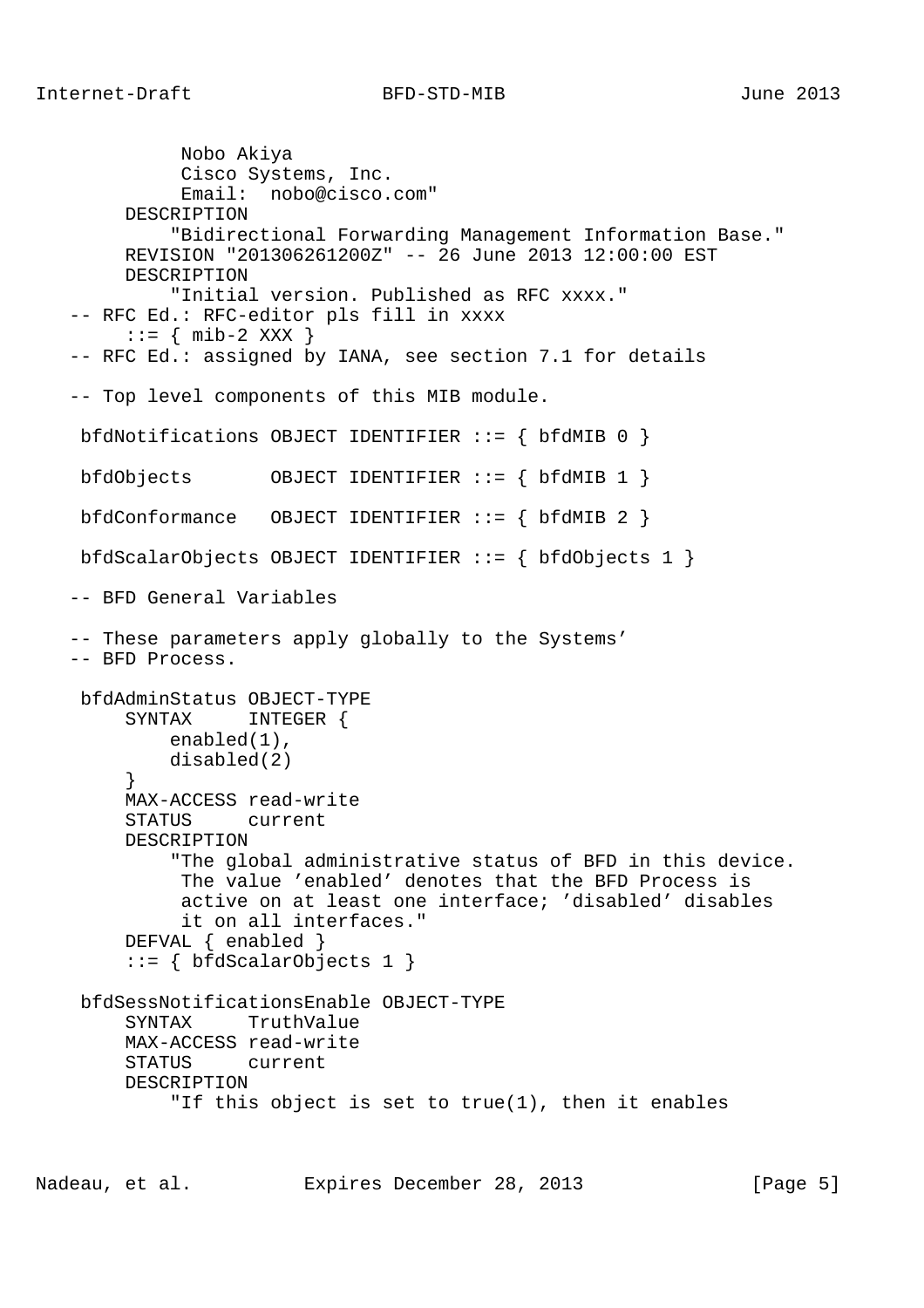```
             Nobo Akiya
             Cisco Systems, Inc.
             Email:  nobo@cisco.com"
        DESCRIPTION
            "Bidirectional Forwarding Management Information Base."
        REVISION "201306261200Z" -- 26 June 2013 12:00:00 EST
        DESCRIPTION
            "Initial version. Published as RFC xxxx."
   -- RFC Ed.: RFC-editor pls fill in xxxx
        ::= { mib-2 XXX }
   -- RFC Ed.: assigned by IANA, see section 7.1 for details

   -- Top level components of this MIB module.

    bfdNotifications OBJECT IDENTIFIER ::= { bfdMIB 0 }

    bfdObjects       OBJECT IDENTIFIER ::= { bfdMIB 1 }

    bfdConformance   OBJECT IDENTIFIER ::= { bfdMIB 2 }

    bfdScalarObjects OBJECT IDENTIFIER ::= { bfdObjects 1 }

   -- BFD General Variables

   -- These parameters apply globally to the Systems'
   -- BFD Process.

    bfdAdminStatus OBJECT-TYPE
        SYNTAX     INTEGER {
            enabled(1),
            disabled(2)
        }
        MAX-ACCESS read-write
        STATUS     current
        DESCRIPTION
            "The global administrative status of BFD in this device.
             The value 'enabled' denotes that the BFD Process is
             active on at least one interface; 'disabled' disables
             it on all interfaces."
        DEFVAL { enabled }
        ::= { bfdScalarObjects 1 }

    bfdSessNotificationsEnable OBJECT-TYPE
        SYNTAX     TruthValue
        MAX-ACCESS read-write
        STATUS     current
        DESCRIPTION
            "If this object is set to true(1), then it enables
```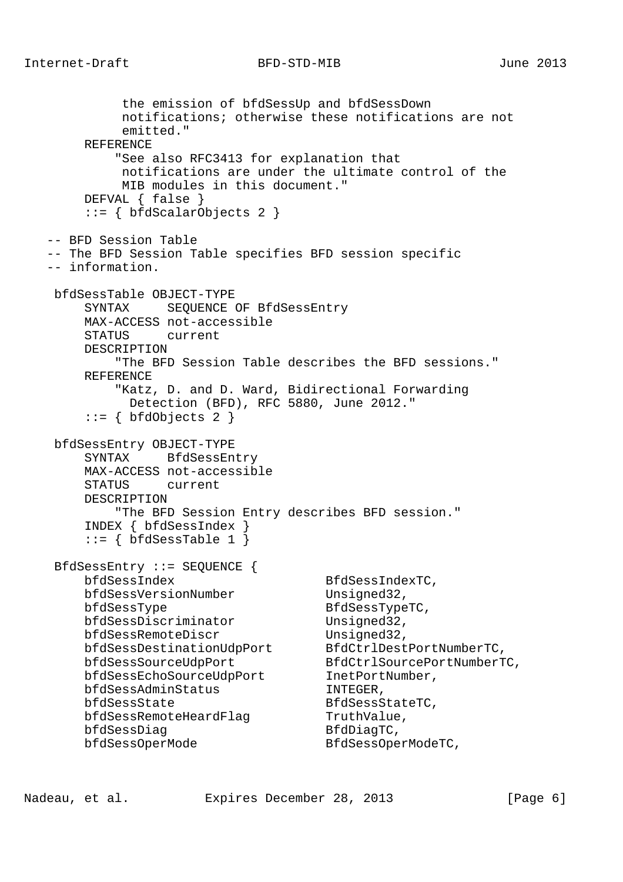```
            the emission of bfdSessUp and bfdSessDown
            notifications; otherwise these notifications are not
            emitted."
       REFERENCE
           "See also RFC3413 for explanation that
            notifications are under the ultimate control of the
            MIB modules in this document."
       DEFVAL { false }
       ::= { bfdScalarObjects 2 }

   -- BFD Session Table
   -- The BFD Session Table specifies BFD session specific
   -- information.

    bfdSessTable OBJECT-TYPE
       SYNTAX     SEQUENCE OF BfdSessEntry
       MAX-ACCESS not-accessible
       STATUS     current
       DESCRIPTION
           "The BFD Session Table describes the BFD sessions."
       REFERENCE
           "Katz, D. and D. Ward, Bidirectional Forwarding
             Detection (BFD), RFC 5880, June 2012."
       ::= { bfdObjects 2 }

    bfdSessEntry OBJECT-TYPE
       SYNTAX     BfdSessEntry
       MAX-ACCESS not-accessible
       STATUS     current
       DESCRIPTION
           "The BFD Session Entry describes BFD session."
       INDEX { bfdSessIndex }
       ::= { bfdSessTable 1 }

    BfdSessEntry ::= SEQUENCE {
       bfdSessIndex                    BfdSessIndexTC,
       bfdSessVersionNumber            Unsigned32,
       bfdSessType                     BfdSessTypeTC,
       bfdSessDiscriminator            Unsigned32,
       bfdSessRemoteDiscr              Unsigned32,
       bfdSessDestinationUdpPort       BfdCtrlDestPortNumberTC,
       bfdSessSourceUdpPort            BfdCtrlSourcePortNumberTC,
       bfdSessEchoSourceUdpPort        InetPortNumber,
       bfdSessAdminStatus              INTEGER,
       bfdSessState                    BfdSessStateTC,
       bfdSessRemoteHeardFlag          TruthValue,
       bfdSessDiag                     BfdDiagTC,
       bfdSessOperMode                 BfdSessOperModeTC,
```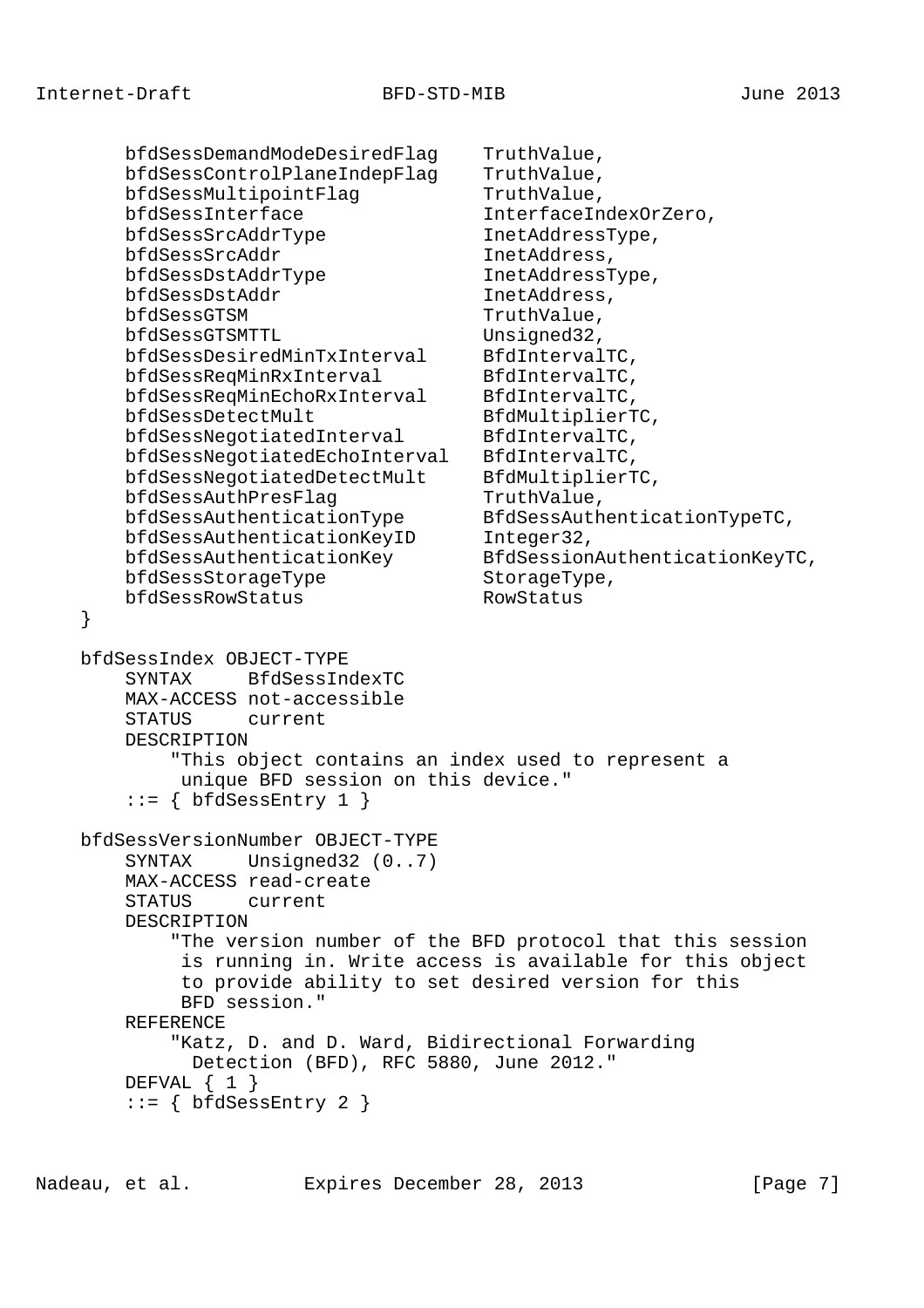```
        bfdSessDemandModeDesiredFlag    TruthValue,
        bfdSessControlPlaneIndepFlag    TruthValue,
        bfdSessMultipointFlag           TruthValue,
        bfdSessInterface                InterfaceIndexOrZero,
        bfdSessSrcAddrType              InetAddressType,
        bfdSessSrcAddr                  InetAddress,
        bfdSessDstAddrType              InetAddressType,
        bfdSessDstAddr                  InetAddress,
        bfdSessGTSM                     TruthValue,
        bfdSessGTSMTTL                  Unsigned32,
        bfdSessDesiredMinTxInterval     BfdIntervalTC,
        bfdSessReqMinRxInterval         BfdIntervalTC,
        bfdSessReqMinEchoRxInterval     BfdIntervalTC,
        bfdSessDetectMult               BfdMultiplierTC,
        bfdSessNegotiatedInterval       BfdIntervalTC,
        bfdSessNegotiatedEchoInterval   BfdIntervalTC,
        bfdSessNegotiatedDetectMult     BfdMultiplierTC,
        bfdSessAuthPresFlag             TruthValue,
        bfdSessAuthenticationType       BfdSessAuthenticationTypeTC,
        bfdSessAuthenticationKeyID      Integer32,
        bfdSessAuthenticationKey        BfdSessionAuthenticationKeyTC,
        bfdSessStorageType              StorageType,
        bfdSessRowStatus                RowStatus
    }

    bfdSessIndex OBJECT-TYPE
        SYNTAX     BfdSessIndexTC
        MAX-ACCESS not-accessible
        STATUS     current
        DESCRIPTION
            "This object contains an index used to represent a
             unique BFD session on this device."
        ::= { bfdSessEntry 1 }

    bfdSessVersionNumber OBJECT-TYPE
        SYNTAX     Unsigned32 (0..7)
        MAX-ACCESS read-create
        STATUS     current
        DESCRIPTION
            "The version number of the BFD protocol that this session
             is running in. Write access is available for this object
             to provide ability to set desired version for this
             BFD session."
        REFERENCE
            "Katz, D. and D. Ward, Bidirectional Forwarding
              Detection (BFD), RFC 5880, June 2012."
        DEFVAL { 1 }
        ::= { bfdSessEntry 2 }
```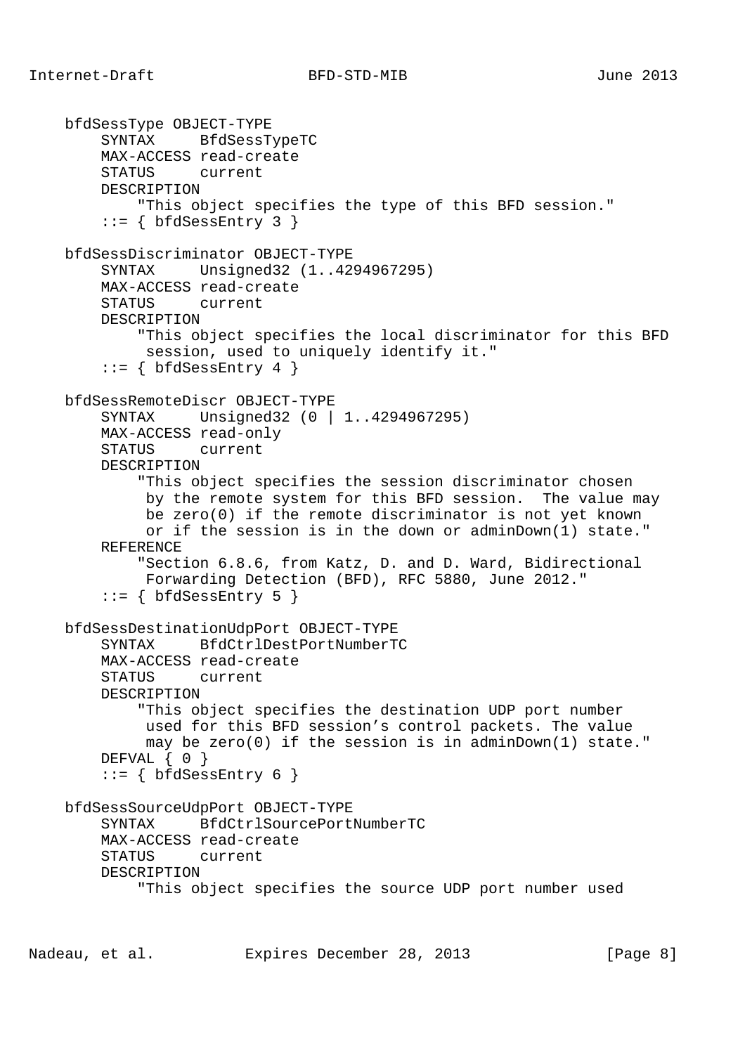```
    bfdSessType OBJECT-TYPE
        SYNTAX     BfdSessTypeTC
        MAX-ACCESS read-create
        STATUS     current
        DESCRIPTION
            "This object specifies the type of this BFD session."
        ::= { bfdSessEntry 3 }

    bfdSessDiscriminator OBJECT-TYPE
        SYNTAX     Unsigned32 (1..4294967295)
        MAX-ACCESS read-create
        STATUS     current
        DESCRIPTION
            "This object specifies the local discriminator for this BFD
             session, used to uniquely identify it."
        ::= { bfdSessEntry 4 }

    bfdSessRemoteDiscr OBJECT-TYPE
        SYNTAX     Unsigned32 (0 | 1..4294967295)
        MAX-ACCESS read-only
        STATUS     current
        DESCRIPTION
            "This object specifies the session discriminator chosen
             by the remote system for this BFD session.  The value may
             be zero(0) if the remote discriminator is not yet known
             or if the session is in the down or adminDown(1) state."
        REFERENCE
            "Section 6.8.6, from Katz, D. and D. Ward, Bidirectional
             Forwarding Detection (BFD), RFC 5880, June 2012."
        ::= { bfdSessEntry 5 }

    bfdSessDestinationUdpPort OBJECT-TYPE
        SYNTAX     BfdCtrlDestPortNumberTC
        MAX-ACCESS read-create
        STATUS     current
        DESCRIPTION
            "This object specifies the destination UDP port number
             used for this BFD session's control packets. The value
             may be zero(0) if the session is in adminDown(1) state."
        DEFVAL { 0 }
        ::= { bfdSessEntry 6 }

    bfdSessSourceUdpPort OBJECT-TYPE
        SYNTAX     BfdCtrlSourcePortNumberTC
        MAX-ACCESS read-create
        STATUS     current
        DESCRIPTION
            "This object specifies the source UDP port number used
```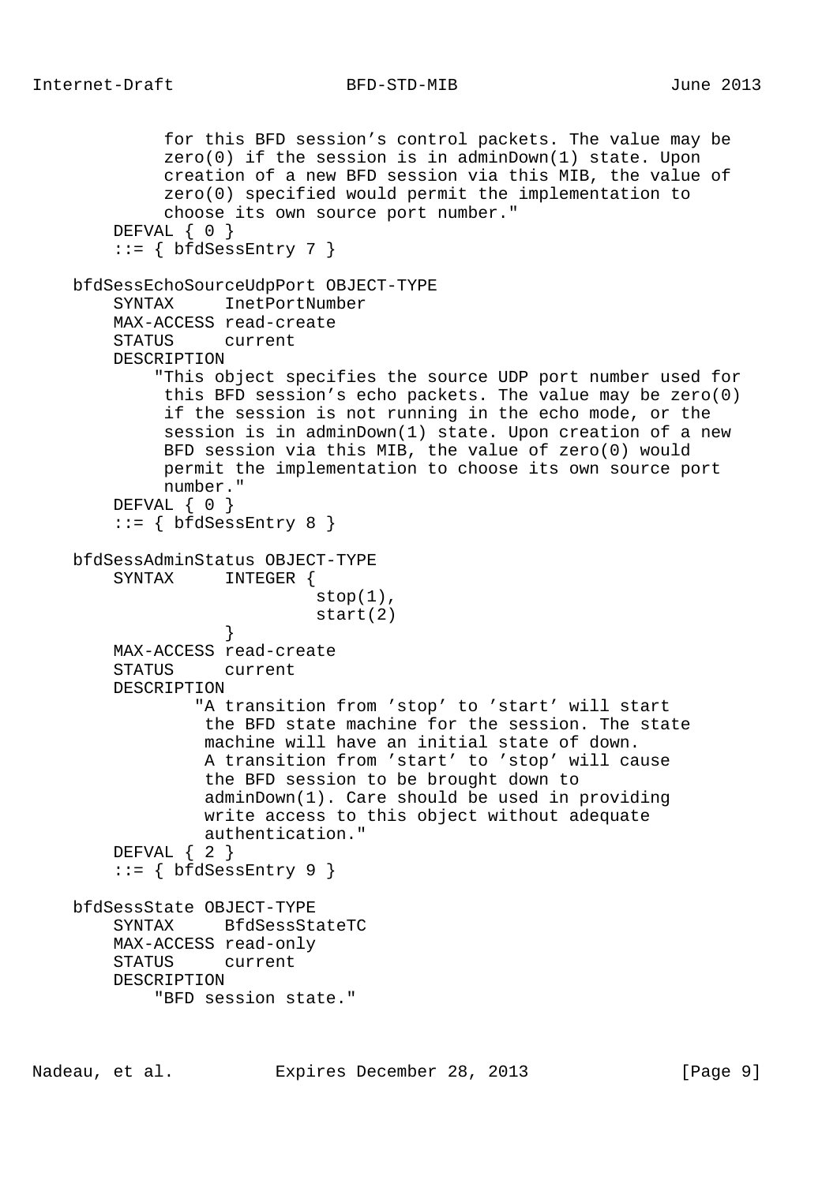```
            for this BFD session's control packets. The value may be
            zero(0) if the session is in adminDown(1) state. Upon
            creation of a new BFD session via this MIB, the value of
            zero(0) specified would permit the implementation to
            choose its own source port number."
        DEFVAL { 0 }
        ::= { bfdSessEntry 7 }

    bfdSessEchoSourceUdpPort OBJECT-TYPE
        SYNTAX     InetPortNumber
        MAX-ACCESS read-create
        STATUS     current
        DESCRIPTION
            "This object specifies the source UDP port number used for
             this BFD session's echo packets. The value may be zero(0)
             if the session is not running in the echo mode, or the
             session is in adminDown(1) state. Upon creation of a new
             BFD session via this MIB, the value of zero(0) would
             permit the implementation to choose its own source port
             number."
        DEFVAL { 0 }
        ::= { bfdSessEntry 8 }

    bfdSessAdminStatus OBJECT-TYPE
        SYNTAX     INTEGER {
                           stop(1),
                           start(2)
                   }
        MAX-ACCESS read-create
        STATUS     current
        DESCRIPTION
                "A transition from 'stop' to 'start' will start
                 the BFD state machine for the session. The state
                 machine will have an initial state of down.
                 A transition from 'start' to 'stop' will cause
                 the BFD session to be brought down to
                 adminDown(1). Care should be used in providing
                 write access to this object without adequate
                 authentication."
        DEFVAL { 2 }
        ::= { bfdSessEntry 9 }

    bfdSessState OBJECT-TYPE
        SYNTAX     BfdSessStateTC
        MAX-ACCESS read-only
        STATUS     current
        DESCRIPTION
            "BFD session state."
```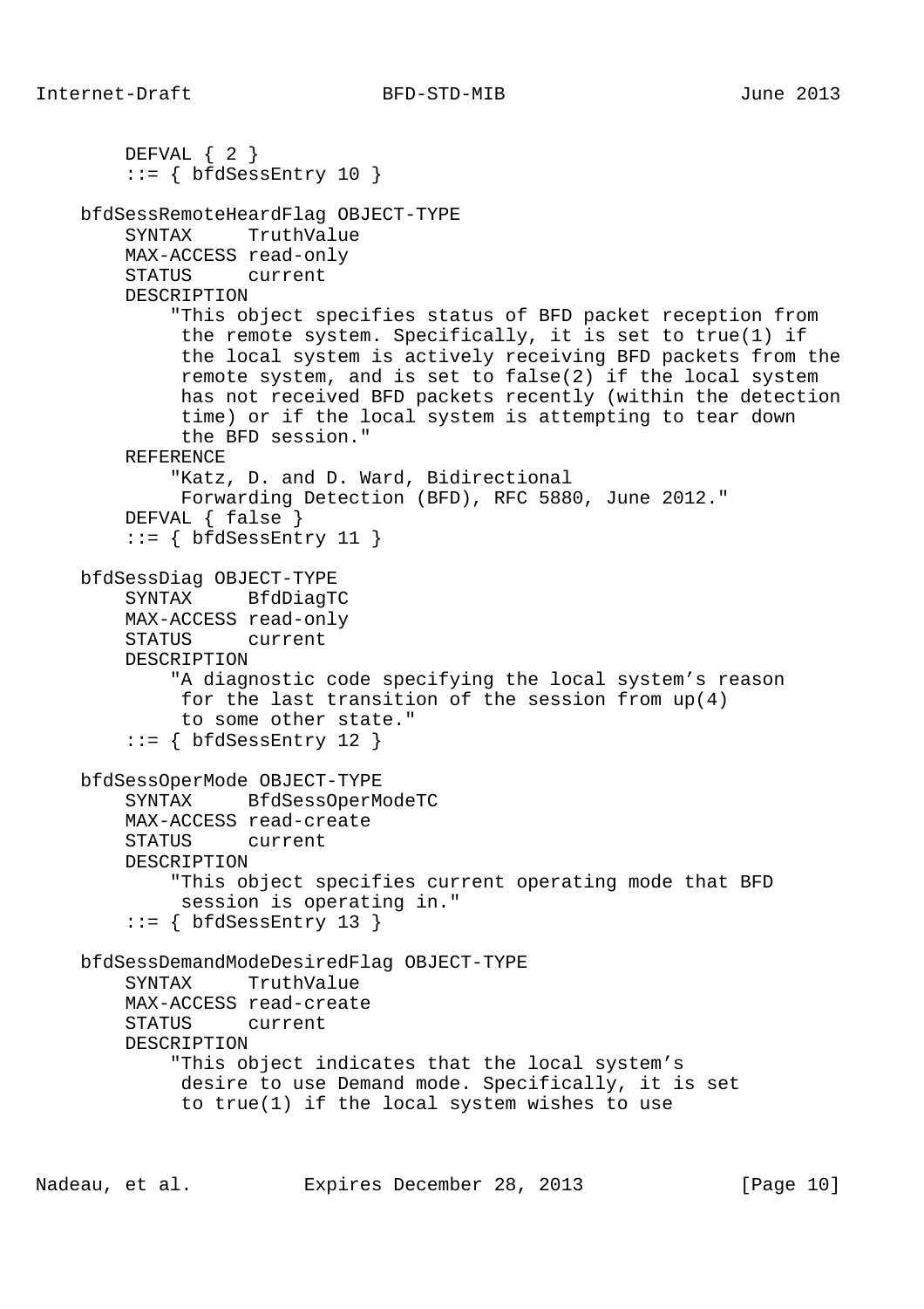```
        DEFVAL { 2 }
        ::= { bfdSessEntry 10 }

    bfdSessRemoteHeardFlag OBJECT-TYPE
        SYNTAX     TruthValue
        MAX-ACCESS read-only
        STATUS     current
        DESCRIPTION
            "This object specifies status of BFD packet reception from
             the remote system. Specifically, it is set to true(1) if
             the local system is actively receiving BFD packets from the
             remote system, and is set to false(2) if the local system
             has not received BFD packets recently (within the detection
             time) or if the local system is attempting to tear down
             the BFD session."
        REFERENCE
            "Katz, D. and D. Ward, Bidirectional
             Forwarding Detection (BFD), RFC 5880, June 2012."
        DEFVAL { false }
        ::= { bfdSessEntry 11 }

    bfdSessDiag OBJECT-TYPE
        SYNTAX     BfdDiagTC
        MAX-ACCESS read-only
        STATUS     current
        DESCRIPTION
            "A diagnostic code specifying the local system's reason
             for the last transition of the session from up(4)
             to some other state."
        ::= { bfdSessEntry 12 }

    bfdSessOperMode OBJECT-TYPE
        SYNTAX     BfdSessOperModeTC
        MAX-ACCESS read-create
        STATUS     current
        DESCRIPTION
            "This object specifies current operating mode that BFD
             session is operating in."
        ::= { bfdSessEntry 13 }

    bfdSessDemandModeDesiredFlag OBJECT-TYPE
        SYNTAX     TruthValue
        MAX-ACCESS read-create
        STATUS     current
        DESCRIPTION
            "This object indicates that the local system's
             desire to use Demand mode. Specifically, it is set
             to true(1) if the local system wishes to use
```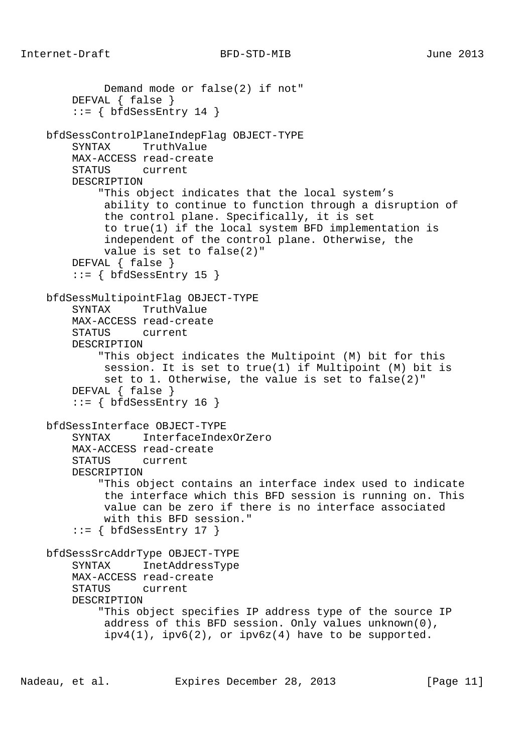```
            Demand mode or false(2) if not"
        DEFVAL { false }
        ::= { bfdSessEntry 14 }

    bfdSessControlPlaneIndepFlag OBJECT-TYPE
        SYNTAX     TruthValue
        MAX-ACCESS read-create
        STATUS     current
        DESCRIPTION
            "This object indicates that the local system's
             ability to continue to function through a disruption of
             the control plane. Specifically, it is set
             to true(1) if the local system BFD implementation is
             independent of the control plane. Otherwise, the
             value is set to false(2)"
        DEFVAL { false }
        ::= { bfdSessEntry 15 }

    bfdSessMultipointFlag OBJECT-TYPE
        SYNTAX     TruthValue
        MAX-ACCESS read-create
        STATUS     current
        DESCRIPTION
            "This object indicates the Multipoint (M) bit for this
             session. It is set to true(1) if Multipoint (M) bit is
             set to 1. Otherwise, the value is set to false(2)"
        DEFVAL { false }
        ::= { bfdSessEntry 16 }

    bfdSessInterface OBJECT-TYPE
        SYNTAX     InterfaceIndexOrZero
        MAX-ACCESS read-create
        STATUS     current
        DESCRIPTION
            "This object contains an interface index used to indicate
             the interface which this BFD session is running on. This
             value can be zero if there is no interface associated
             with this BFD session."
        ::= { bfdSessEntry 17 }

    bfdSessSrcAddrType OBJECT-TYPE
        SYNTAX     InetAddressType
        MAX-ACCESS read-create
        STATUS     current
        DESCRIPTION
            "This object specifies IP address type of the source IP
             address of this BFD session. Only values unknown(0),
             ipv4(1), ipv6(2), or ipv6z(4) have to be supported.
```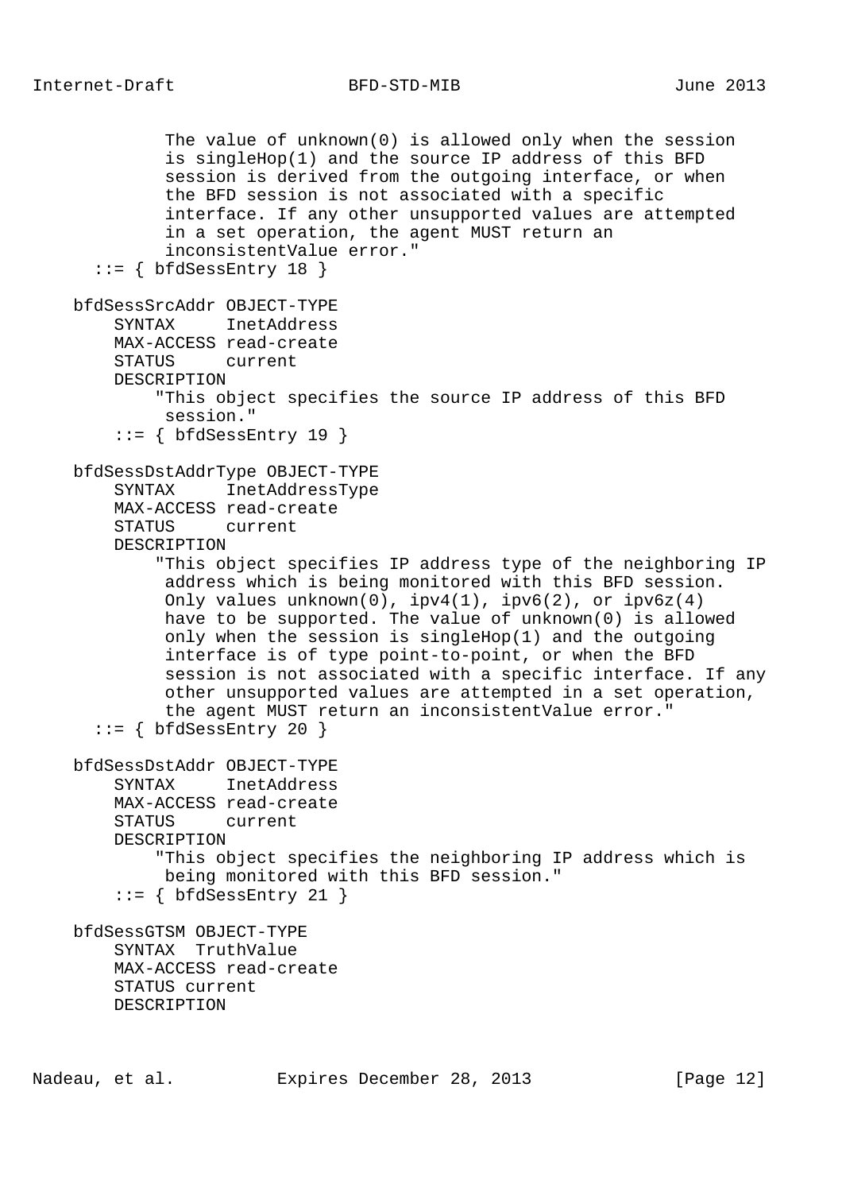```
           The value of unknown(0) is allowed only when the session
           is singleHop(1) and the source IP address of this BFD
           session is derived from the outgoing interface, or when
           the BFD session is not associated with a specific
           interface. If any other unsupported values are attempted
           in a set operation, the agent MUST return an
           inconsistentValue error."
    ::= { bfdSessEntry 18 }

  bfdSessSrcAddr OBJECT-TYPE
      SYNTAX     InetAddress
      MAX-ACCESS read-create
      STATUS     current
      DESCRIPTION
          "This object specifies the source IP address of this BFD
           session."
      ::= { bfdSessEntry 19 }

  bfdSessDstAddrType OBJECT-TYPE
      SYNTAX     InetAddressType
      MAX-ACCESS read-create
      STATUS     current
      DESCRIPTION
          "This object specifies IP address type of the neighboring IP
           address which is being monitored with this BFD session.
           Only values unknown(0), ipv4(1), ipv6(2), or ipv6z(4)
           have to be supported. The value of unknown(0) is allowed
           only when the session is singleHop(1) and the outgoing
           interface is of type point-to-point, or when the BFD
           session is not associated with a specific interface. If any
           other unsupported values are attempted in a set operation,
           the agent MUST return an inconsistentValue error."
    ::= { bfdSessEntry 20 }

  bfdSessDstAddr OBJECT-TYPE
      SYNTAX     InetAddress
      MAX-ACCESS read-create
      STATUS     current
      DESCRIPTION
          "This object specifies the neighboring IP address which is
           being monitored with this BFD session."
      ::= { bfdSessEntry 21 }

  bfdSessGTSM OBJECT-TYPE
      SYNTAX  TruthValue
      MAX-ACCESS read-create
      STATUS current
      DESCRIPTION
```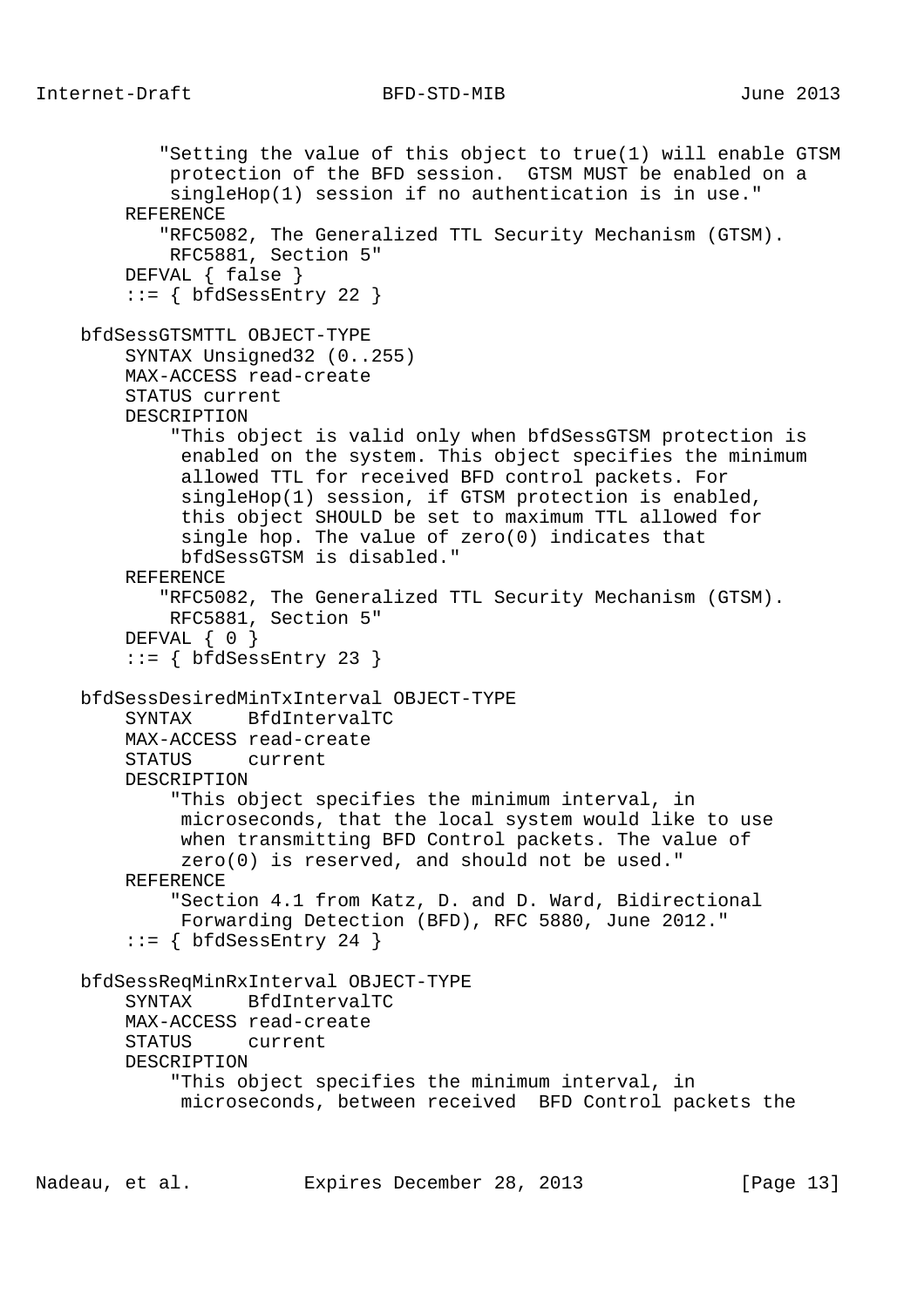```
          "Setting the value of this object to true(1) will enable GTSM
           protection of the BFD session.  GTSM MUST be enabled on a
           singleHop(1) session if no authentication is in use."
       REFERENCE
          "RFC5082, The Generalized TTL Security Mechanism (GTSM).
           RFC5881, Section 5"
       DEFVAL { false }
       ::= { bfdSessEntry 22 }

   bfdSessGTSMTTL OBJECT-TYPE
       SYNTAX Unsigned32 (0..255)
       MAX-ACCESS read-create
       STATUS current
       DESCRIPTION
           "This object is valid only when bfdSessGTSM protection is
            enabled on the system. This object specifies the minimum
            allowed TTL for received BFD control packets. For
            singleHop(1) session, if GTSM protection is enabled,
            this object SHOULD be set to maximum TTL allowed for
            single hop. The value of zero(0) indicates that
            bfdSessGTSM is disabled."
       REFERENCE
          "RFC5082, The Generalized TTL Security Mechanism (GTSM).
           RFC5881, Section 5"
       DEFVAL { 0 }
       ::= { bfdSessEntry 23 }

   bfdSessDesiredMinTxInterval OBJECT-TYPE
       SYNTAX     BfdIntervalTC
       MAX-ACCESS read-create
       STATUS     current
       DESCRIPTION
           "This object specifies the minimum interval, in
            microseconds, that the local system would like to use
            when transmitting BFD Control packets. The value of
            zero(0) is reserved, and should not be used."
       REFERENCE
           "Section 4.1 from Katz, D. and D. Ward, Bidirectional
            Forwarding Detection (BFD), RFC 5880, June 2012."
       ::= { bfdSessEntry 24 }

   bfdSessReqMinRxInterval OBJECT-TYPE
       SYNTAX     BfdIntervalTC
       MAX-ACCESS read-create
       STATUS     current
       DESCRIPTION
           "This object specifies the minimum interval, in
            microseconds, between received  BFD Control packets the
```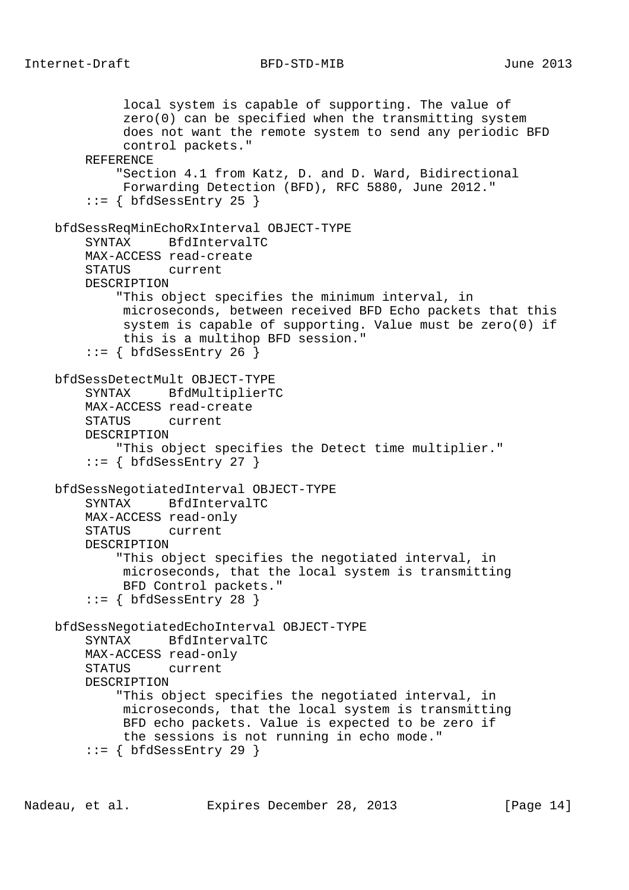```
           local system is capable of supporting. The value of
           zero(0) can be specified when the transmitting system
           does not want the remote system to send any periodic BFD
           control packets."
       REFERENCE
           "Section 4.1 from Katz, D. and D. Ward, Bidirectional
            Forwarding Detection (BFD), RFC 5880, June 2012."
       ::= { bfdSessEntry 25 }

   bfdSessReqMinEchoRxInterval OBJECT-TYPE
       SYNTAX     BfdIntervalTC
       MAX-ACCESS read-create
       STATUS     current
       DESCRIPTION
           "This object specifies the minimum interval, in
            microseconds, between received BFD Echo packets that this
            system is capable of supporting. Value must be zero(0) if
            this is a multihop BFD session."
       ::= { bfdSessEntry 26 }

   bfdSessDetectMult OBJECT-TYPE
       SYNTAX     BfdMultiplierTC
       MAX-ACCESS read-create
       STATUS     current
       DESCRIPTION
           "This object specifies the Detect time multiplier."
       ::= { bfdSessEntry 27 }

   bfdSessNegotiatedInterval OBJECT-TYPE
       SYNTAX     BfdIntervalTC
       MAX-ACCESS read-only
       STATUS     current
       DESCRIPTION
           "This object specifies the negotiated interval, in
            microseconds, that the local system is transmitting
            BFD Control packets."
       ::= { bfdSessEntry 28 }

   bfdSessNegotiatedEchoInterval OBJECT-TYPE
       SYNTAX     BfdIntervalTC
       MAX-ACCESS read-only
       STATUS     current
       DESCRIPTION
           "This object specifies the negotiated interval, in
            microseconds, that the local system is transmitting
            BFD echo packets. Value is expected to be zero if
            the sessions is not running in echo mode."
       ::= { bfdSessEntry 29 }
```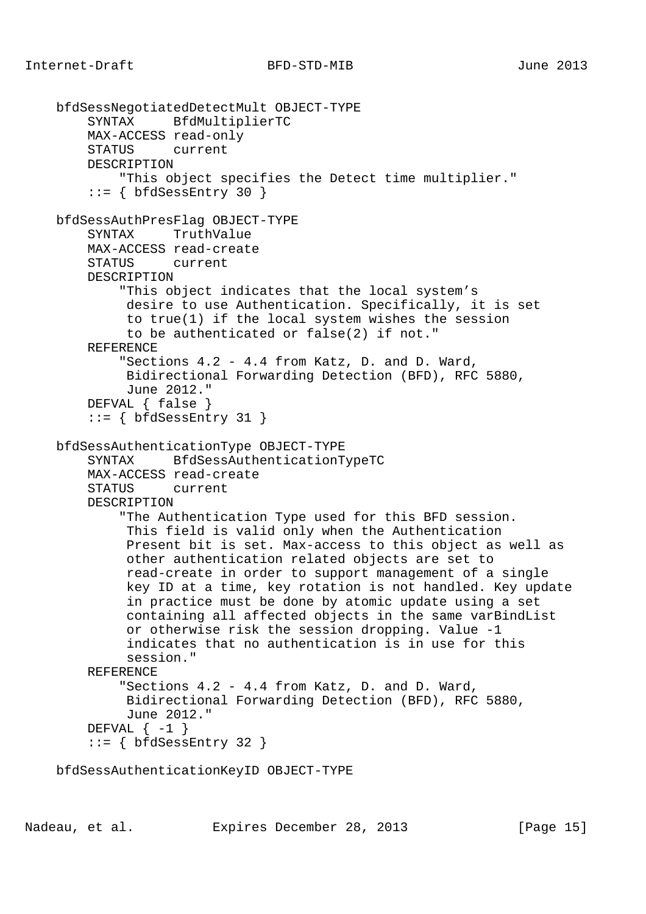```
    bfdSessNegotiatedDetectMult OBJECT-TYPE
        SYNTAX     BfdMultiplierTC
        MAX-ACCESS read-only
        STATUS     current
        DESCRIPTION
            "This object specifies the Detect time multiplier."
        ::= { bfdSessEntry 30 }

    bfdSessAuthPresFlag OBJECT-TYPE
        SYNTAX     TruthValue
        MAX-ACCESS read-create
        STATUS     current
        DESCRIPTION
            "This object indicates that the local system's
             desire to use Authentication. Specifically, it is set
             to true(1) if the local system wishes the session
             to be authenticated or false(2) if not."
        REFERENCE
            "Sections 4.2 - 4.4 from Katz, D. and D. Ward,
             Bidirectional Forwarding Detection (BFD), RFC 5880,
             June 2012."
        DEFVAL { false }
        ::= { bfdSessEntry 31 }

    bfdSessAuthenticationType OBJECT-TYPE
        SYNTAX     BfdSessAuthenticationTypeTC
        MAX-ACCESS read-create
        STATUS     current
        DESCRIPTION
            "The Authentication Type used for this BFD session.
             This field is valid only when the Authentication
             Present bit is set. Max-access to this object as well as
             other authentication related objects are set to
             read-create in order to support management of a single
             key ID at a time, key rotation is not handled. Key update
             in practice must be done by atomic update using a set
             containing all affected objects in the same varBindList
             or otherwise risk the session dropping. Value -1
             indicates that no authentication is in use for this
             session."
        REFERENCE
            "Sections 4.2 - 4.4 from Katz, D. and D. Ward,
             Bidirectional Forwarding Detection (BFD), RFC 5880,
             June 2012."
        DEFVAL { -1 }
        ::= { bfdSessEntry 32 }

    bfdSessAuthenticationKeyID OBJECT-TYPE
```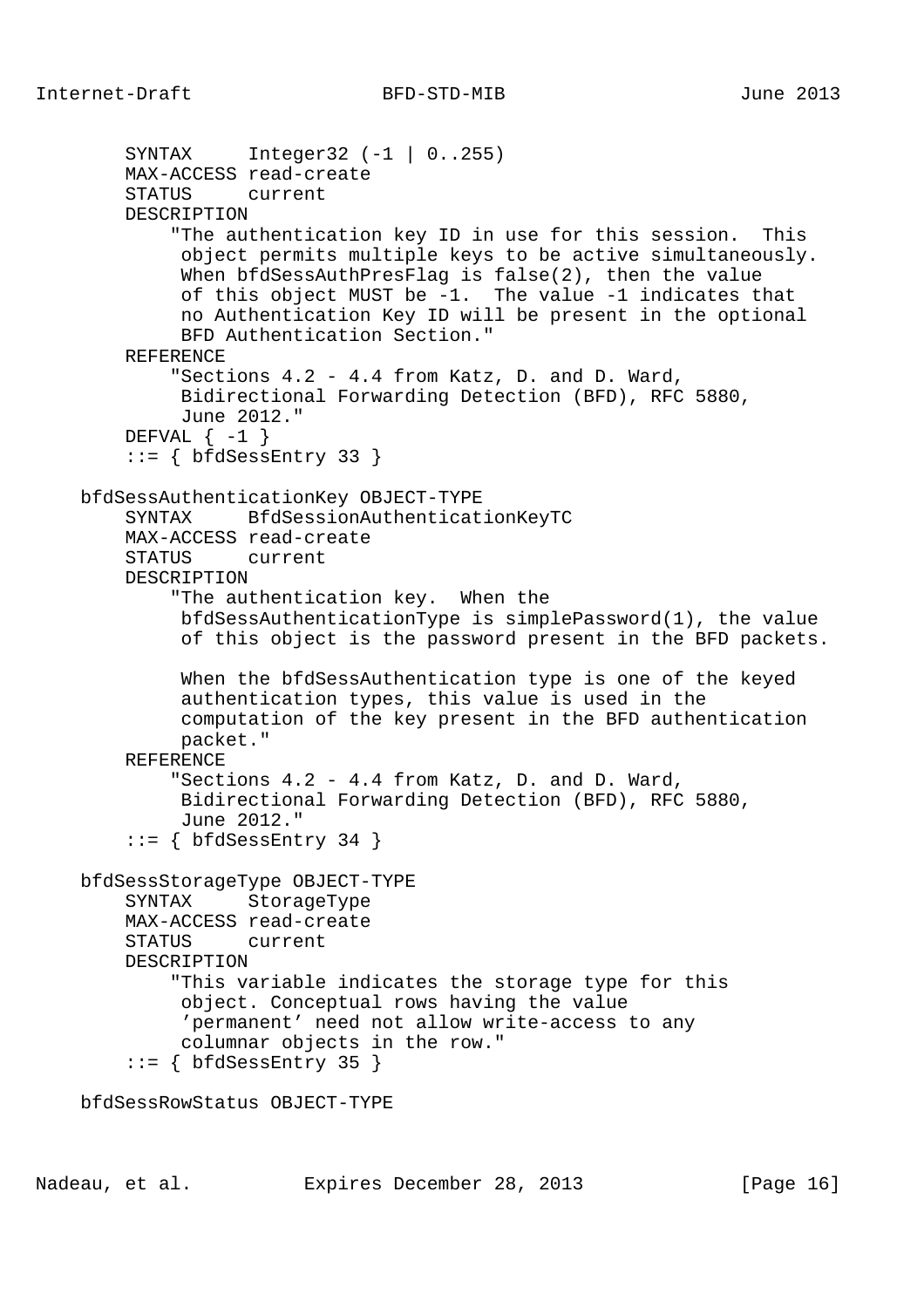```
        SYNTAX     Integer32 (-1 | 0..255)
        MAX-ACCESS read-create
        STATUS     current
        DESCRIPTION
            "The authentication key ID in use for this session.  This
             object permits multiple keys to be active simultaneously.
             When bfdSessAuthPresFlag is false(2), then the value
             of this object MUST be -1.  The value -1 indicates that
             no Authentication Key ID will be present in the optional
             BFD Authentication Section."
        REFERENCE
            "Sections 4.2 - 4.4 from Katz, D. and D. Ward,
             Bidirectional Forwarding Detection (BFD), RFC 5880,
             June 2012."
        DEFVAL { -1 }
        ::= { bfdSessEntry 33 }

    bfdSessAuthenticationKey OBJECT-TYPE
        SYNTAX     BfdSessionAuthenticationKeyTC
        MAX-ACCESS read-create
        STATUS     current
        DESCRIPTION
            "The authentication key.  When the
             bfdSessAuthenticationType is simplePassword(1), the value
             of this object is the password present in the BFD packets.

             When the bfdSessAuthentication type is one of the keyed
             authentication types, this value is used in the
             computation of the key present in the BFD authentication
             packet."
        REFERENCE
            "Sections 4.2 - 4.4 from Katz, D. and D. Ward,
             Bidirectional Forwarding Detection (BFD), RFC 5880,
             June 2012."
        ::= { bfdSessEntry 34 }

    bfdSessStorageType OBJECT-TYPE
        SYNTAX     StorageType
        MAX-ACCESS read-create
        STATUS     current
        DESCRIPTION
            "This variable indicates the storage type for this
             object. Conceptual rows having the value
             'permanent' need not allow write-access to any
             columnar objects in the row."
        ::= { bfdSessEntry 35 }

    bfdSessRowStatus OBJECT-TYPE
```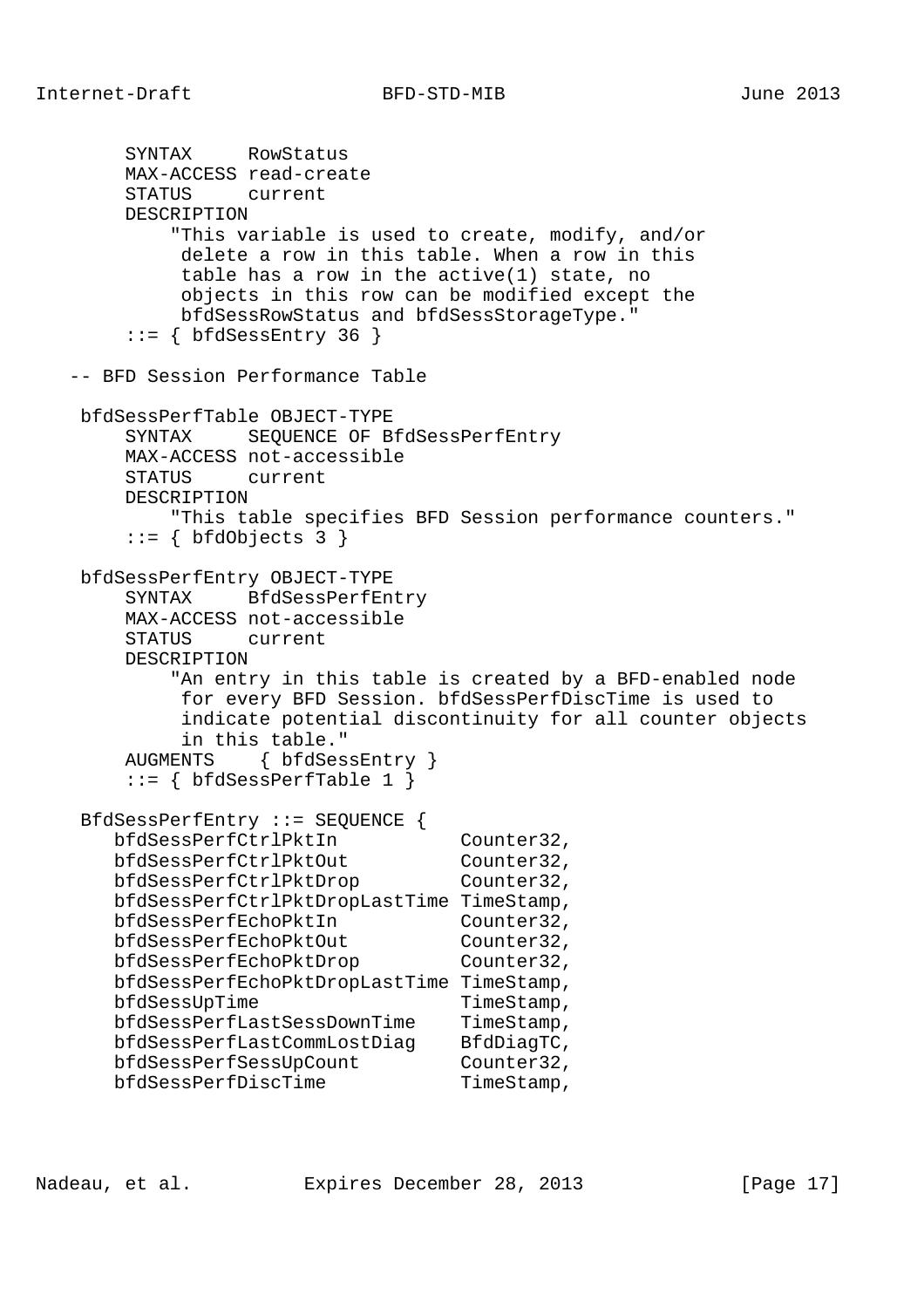```
       SYNTAX     RowStatus
       MAX-ACCESS read-create
       STATUS     current
       DESCRIPTION
           "This variable is used to create, modify, and/or
            delete a row in this table. When a row in this
            table has a row in the active(1) state, no
            objects in this row can be modified except the
            bfdSessRowStatus and bfdSessStorageType."
       ::= { bfdSessEntry 36 }

   -- BFD Session Performance Table

    bfdSessPerfTable OBJECT-TYPE
        SYNTAX     SEQUENCE OF BfdSessPerfEntry
        MAX-ACCESS not-accessible
        STATUS     current
        DESCRIPTION
            "This table specifies BFD Session performance counters."
        ::= { bfdObjects 3 }

    bfdSessPerfEntry OBJECT-TYPE
        SYNTAX     BfdSessPerfEntry
        MAX-ACCESS not-accessible
        STATUS     current
        DESCRIPTION
            "An entry in this table is created by a BFD-enabled node
             for every BFD Session. bfdSessPerfDiscTime is used to
             indicate potential discontinuity for all counter objects
             in this table."
        AUGMENTS    { bfdSessEntry }
        ::= { bfdSessPerfTable 1 }

    BfdSessPerfEntry ::= SEQUENCE {
       bfdSessPerfCtrlPktIn           Counter32,
       bfdSessPerfCtrlPktOut          Counter32,
       bfdSessPerfCtrlPktDrop         Counter32,
       bfdSessPerfCtrlPktDropLastTime TimeStamp,
       bfdSessPerfEchoPktIn           Counter32,
       bfdSessPerfEchoPktOut          Counter32,
       bfdSessPerfEchoPktDrop         Counter32,
       bfdSessPerfEchoPktDropLastTime TimeStamp,
       bfdSessUpTime                  TimeStamp,
       bfdSessPerfLastSessDownTime    TimeStamp,
       bfdSessPerfLastCommLostDiag    BfdDiagTC,
       bfdSessPerfSessUpCount         Counter32,
       bfdSessPerfDiscTime            TimeStamp,
```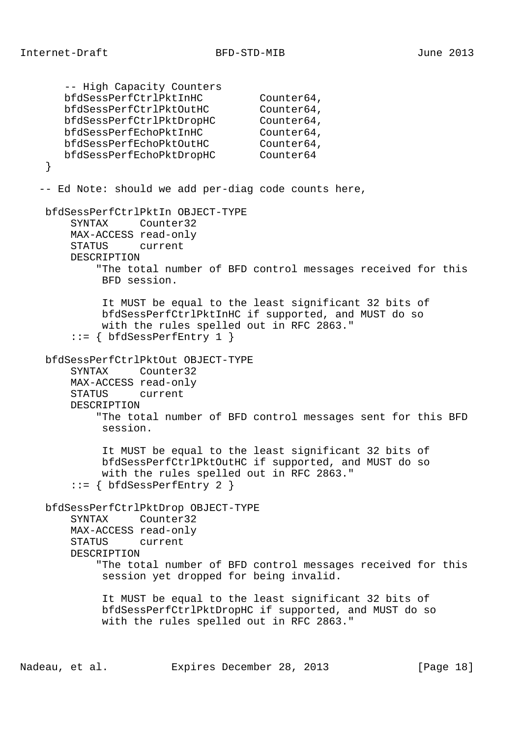```
       -- High Capacity Counters
       bfdSessPerfCtrlPktInHC         Counter64,
       bfdSessPerfCtrlPktOutHC        Counter64,
       bfdSessPerfCtrlPktDropHC       Counter64,
       bfdSessPerfEchoPktInHC         Counter64,
       bfdSessPerfEchoPktOutHC        Counter64,
       bfdSessPerfEchoPktDropHC       Counter64
    }

   -- Ed Note: should we add per-diag code counts here,

    bfdSessPerfCtrlPktIn OBJECT-TYPE
        SYNTAX     Counter32
        MAX-ACCESS read-only
        STATUS     current
        DESCRIPTION
            "The total number of BFD control messages received for this
             BFD session.

             It MUST be equal to the least significant 32 bits of
             bfdSessPerfCtrlPktInHC if supported, and MUST do so
             with the rules spelled out in RFC 2863."
        ::= { bfdSessPerfEntry 1 }

    bfdSessPerfCtrlPktOut OBJECT-TYPE
        SYNTAX     Counter32
        MAX-ACCESS read-only
        STATUS     current
        DESCRIPTION
            "The total number of BFD control messages sent for this BFD
             session.

             It MUST be equal to the least significant 32 bits of
             bfdSessPerfCtrlPktOutHC if supported, and MUST do so
             with the rules spelled out in RFC 2863."
        ::= { bfdSessPerfEntry 2 }

    bfdSessPerfCtrlPktDrop OBJECT-TYPE
        SYNTAX     Counter32
        MAX-ACCESS read-only
        STATUS     current
        DESCRIPTION
            "The total number of BFD control messages received for this
             session yet dropped for being invalid.

             It MUST be equal to the least significant 32 bits of
             bfdSessPerfCtrlPktDropHC if supported, and MUST do so
             with the rules spelled out in RFC 2863."
```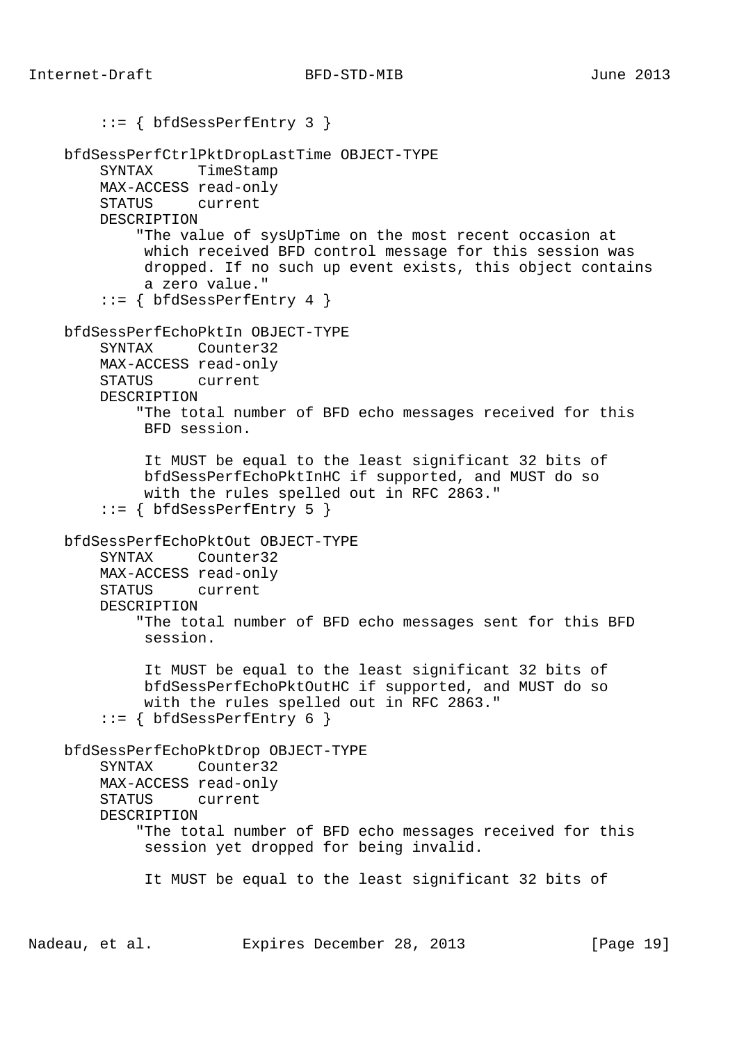```
        ::= { bfdSessPerfEntry 3 }

    bfdSessPerfCtrlPktDropLastTime OBJECT-TYPE
        SYNTAX     TimeStamp
        MAX-ACCESS read-only
        STATUS     current
        DESCRIPTION
            "The value of sysUpTime on the most recent occasion at
             which received BFD control message for this session was
             dropped. If no such up event exists, this object contains
             a zero value."
        ::= { bfdSessPerfEntry 4 }

    bfdSessPerfEchoPktIn OBJECT-TYPE
        SYNTAX     Counter32
        MAX-ACCESS read-only
        STATUS     current
        DESCRIPTION
            "The total number of BFD echo messages received for this
             BFD session.

             It MUST be equal to the least significant 32 bits of
             bfdSessPerfEchoPktInHC if supported, and MUST do so
             with the rules spelled out in RFC 2863."
        ::= { bfdSessPerfEntry 5 }

    bfdSessPerfEchoPktOut OBJECT-TYPE
        SYNTAX     Counter32
        MAX-ACCESS read-only
        STATUS     current
        DESCRIPTION
            "The total number of BFD echo messages sent for this BFD
             session.

             It MUST be equal to the least significant 32 bits of
             bfdSessPerfEchoPktOutHC if supported, and MUST do so
             with the rules spelled out in RFC 2863."
        ::= { bfdSessPerfEntry 6 }

    bfdSessPerfEchoPktDrop OBJECT-TYPE
        SYNTAX     Counter32
        MAX-ACCESS read-only
        STATUS     current
        DESCRIPTION
            "The total number of BFD echo messages received for this
             session yet dropped for being invalid.

             It MUST be equal to the least significant 32 bits of
```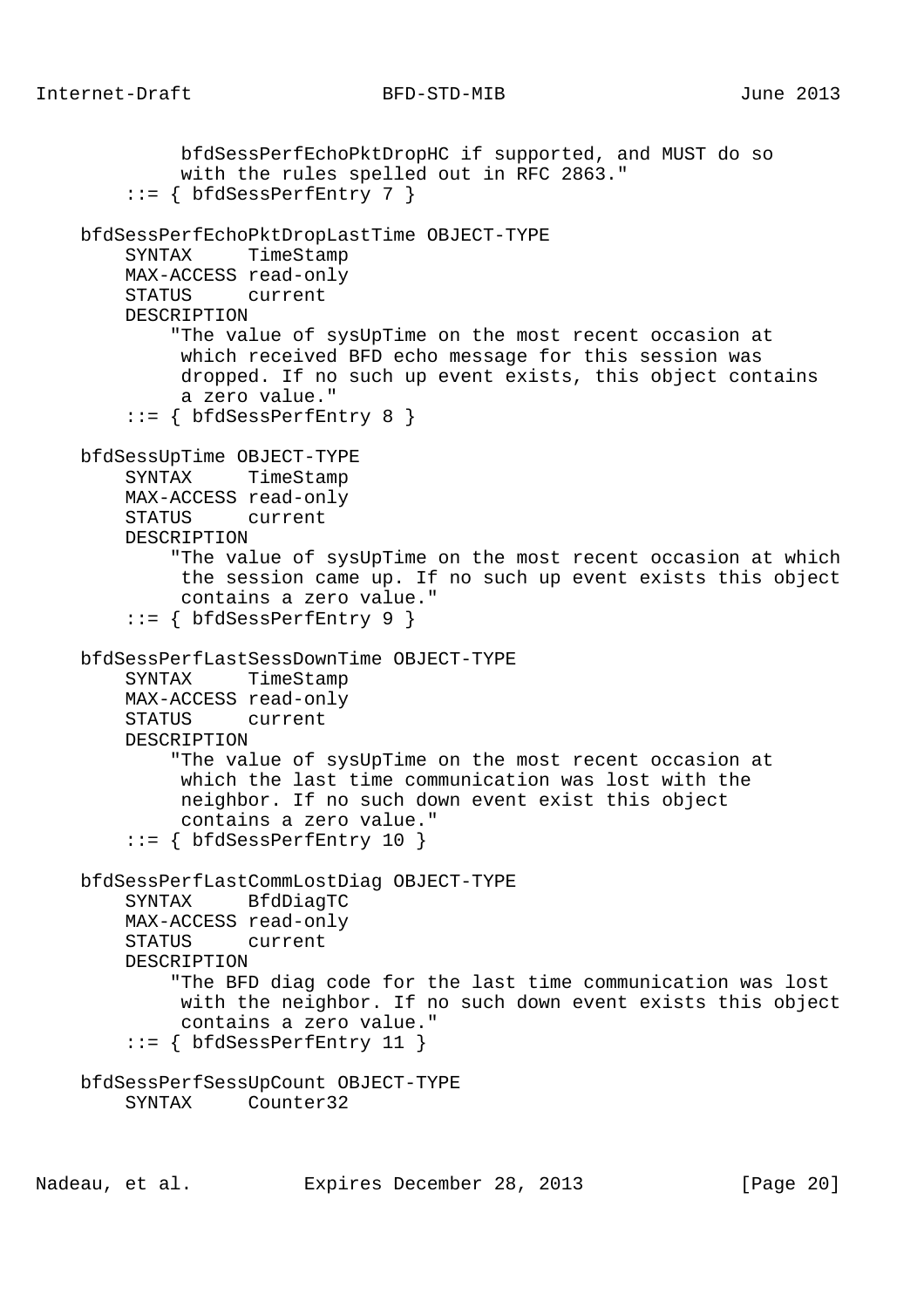```
            bfdSessPerfEchoPktDropHC if supported, and MUST do so
            with the rules spelled out in RFC 2863."
       ::= { bfdSessPerfEntry 7 }

   bfdSessPerfEchoPktDropLastTime OBJECT-TYPE
       SYNTAX     TimeStamp
       MAX-ACCESS read-only
       STATUS     current
       DESCRIPTION
           "The value of sysUpTime on the most recent occasion at
            which received BFD echo message for this session was
            dropped. If no such up event exists, this object contains
            a zero value."
       ::= { bfdSessPerfEntry 8 }

   bfdSessUpTime OBJECT-TYPE
       SYNTAX     TimeStamp
       MAX-ACCESS read-only
       STATUS     current
       DESCRIPTION
           "The value of sysUpTime on the most recent occasion at which
            the session came up. If no such up event exists this object
            contains a zero value."
       ::= { bfdSessPerfEntry 9 }

   bfdSessPerfLastSessDownTime OBJECT-TYPE
       SYNTAX     TimeStamp
       MAX-ACCESS read-only
       STATUS     current
       DESCRIPTION
           "The value of sysUpTime on the most recent occasion at
            which the last time communication was lost with the
            neighbor. If no such down event exist this object
            contains a zero value."
       ::= { bfdSessPerfEntry 10 }

   bfdSessPerfLastCommLostDiag OBJECT-TYPE
       SYNTAX     BfdDiagTC
       MAX-ACCESS read-only
       STATUS     current
       DESCRIPTION
           "The BFD diag code for the last time communication was lost
            with the neighbor. If no such down event exists this object
            contains a zero value."
       ::= { bfdSessPerfEntry 11 }

   bfdSessPerfSessUpCount OBJECT-TYPE
       SYNTAX     Counter32
```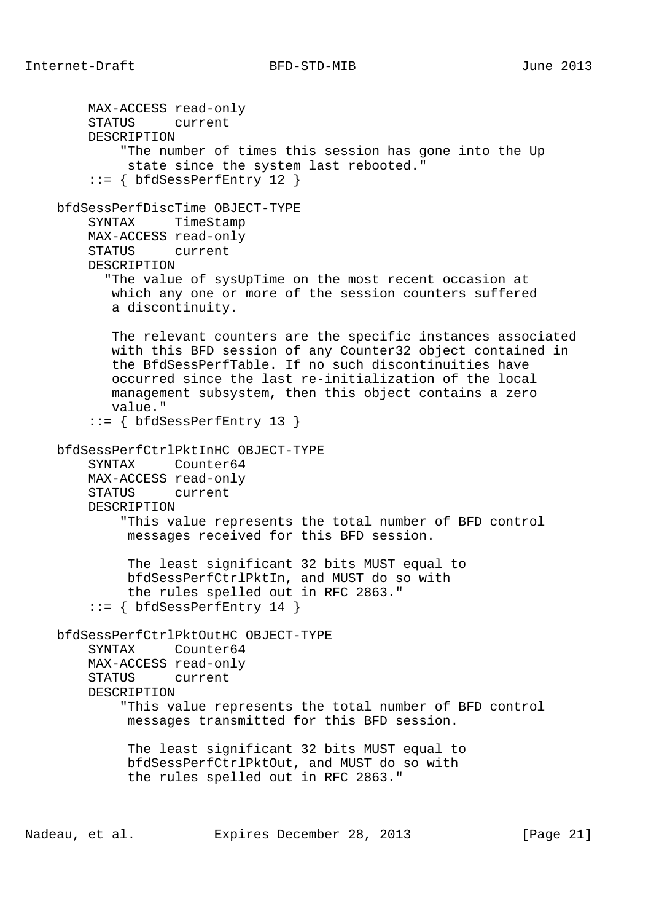```
        MAX-ACCESS read-only
        STATUS     current
        DESCRIPTION
            "The number of times this session has gone into the Up
             state since the system last rebooted."
        ::= { bfdSessPerfEntry 12 }

    bfdSessPerfDiscTime OBJECT-TYPE
        SYNTAX     TimeStamp
        MAX-ACCESS read-only
        STATUS     current
        DESCRIPTION
          "The value of sysUpTime on the most recent occasion at
           which any one or more of the session counters suffered
           a discontinuity.

           The relevant counters are the specific instances associated
           with this BFD session of any Counter32 object contained in
           the BfdSessPerfTable. If no such discontinuities have
           occurred since the last re-initialization of the local
           management subsystem, then this object contains a zero
           value."
        ::= { bfdSessPerfEntry 13 }

    bfdSessPerfCtrlPktInHC OBJECT-TYPE
        SYNTAX     Counter64
        MAX-ACCESS read-only
        STATUS     current
        DESCRIPTION
            "This value represents the total number of BFD control
             messages received for this BFD session.

             The least significant 32 bits MUST equal to
             bfdSessPerfCtrlPktIn, and MUST do so with
             the rules spelled out in RFC 2863."
        ::= { bfdSessPerfEntry 14 }

    bfdSessPerfCtrlPktOutHC OBJECT-TYPE
        SYNTAX     Counter64
        MAX-ACCESS read-only
        STATUS     current
        DESCRIPTION
            "This value represents the total number of BFD control
             messages transmitted for this BFD session.

             The least significant 32 bits MUST equal to
             bfdSessPerfCtrlPktOut, and MUST do so with
             the rules spelled out in RFC 2863."
```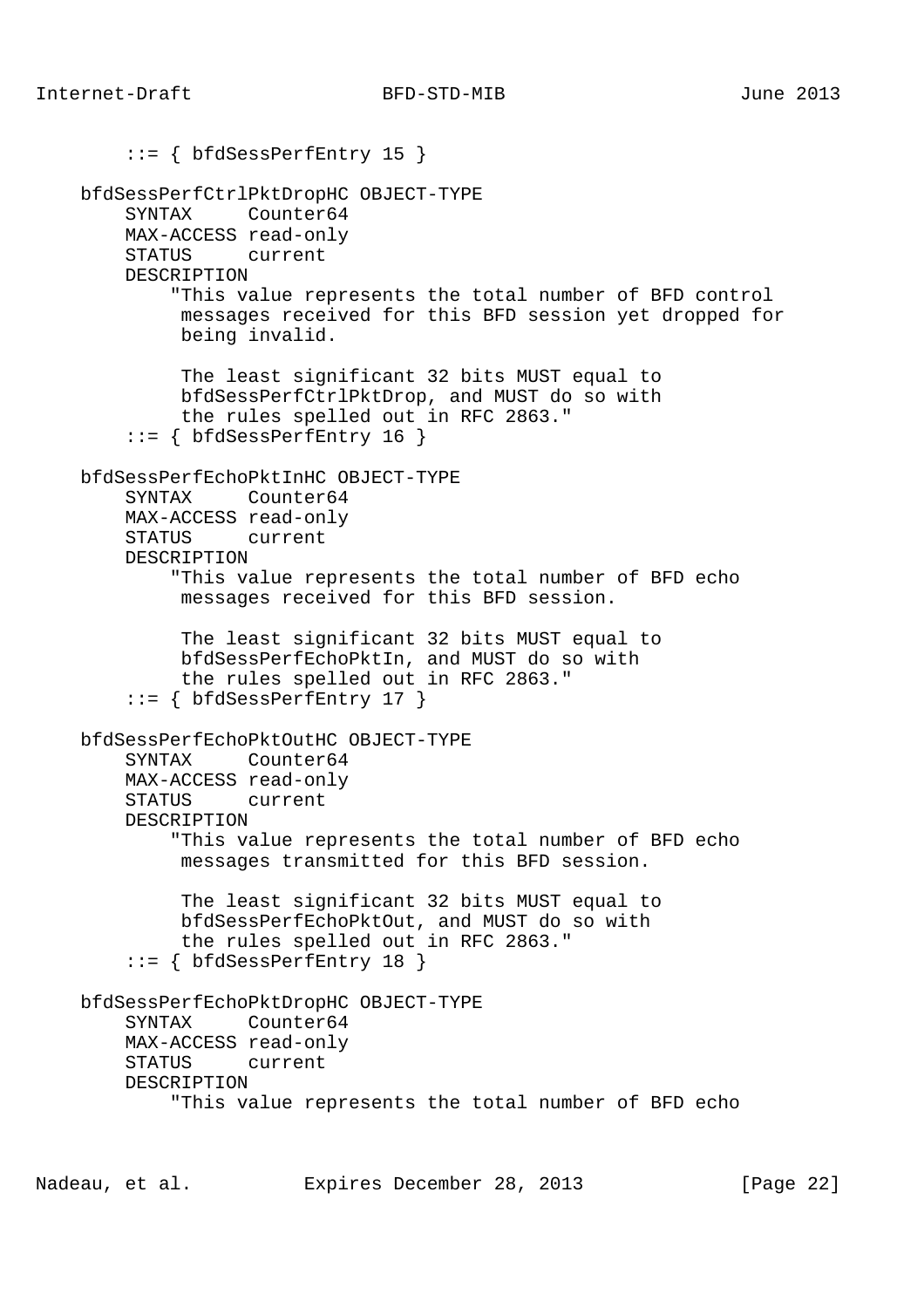```
        ::= { bfdSessPerfEntry 15 }

    bfdSessPerfCtrlPktDropHC OBJECT-TYPE
        SYNTAX     Counter64
        MAX-ACCESS read-only
        STATUS     current
        DESCRIPTION
            "This value represents the total number of BFD control
             messages received for this BFD session yet dropped for
             being invalid.

             The least significant 32 bits MUST equal to
             bfdSessPerfCtrlPktDrop, and MUST do so with
             the rules spelled out in RFC 2863."
        ::= { bfdSessPerfEntry 16 }

    bfdSessPerfEchoPktInHC OBJECT-TYPE
        SYNTAX     Counter64
        MAX-ACCESS read-only
        STATUS     current
        DESCRIPTION
            "This value represents the total number of BFD echo
             messages received for this BFD session.

             The least significant 32 bits MUST equal to
             bfdSessPerfEchoPktIn, and MUST do so with
             the rules spelled out in RFC 2863."
        ::= { bfdSessPerfEntry 17 }

    bfdSessPerfEchoPktOutHC OBJECT-TYPE
        SYNTAX     Counter64
        MAX-ACCESS read-only
        STATUS     current
        DESCRIPTION
            "This value represents the total number of BFD echo
             messages transmitted for this BFD session.

             The least significant 32 bits MUST equal to
             bfdSessPerfEchoPktOut, and MUST do so with
             the rules spelled out in RFC 2863."
        ::= { bfdSessPerfEntry 18 }

    bfdSessPerfEchoPktDropHC OBJECT-TYPE
        SYNTAX     Counter64
        MAX-ACCESS read-only
        STATUS     current
        DESCRIPTION
            "This value represents the total number of BFD echo
```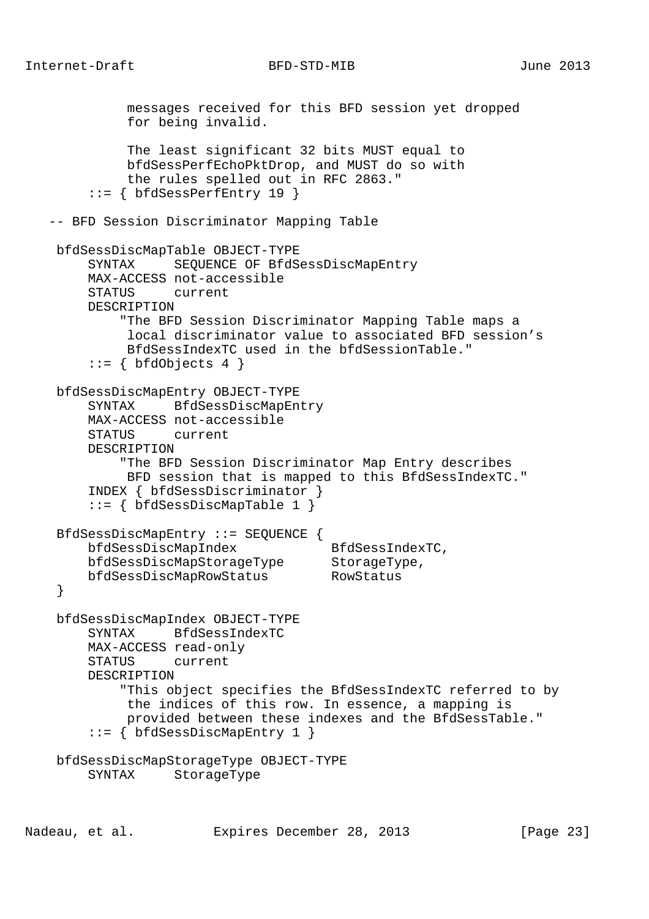```
            messages received for this BFD session yet dropped
            for being invalid.

            The least significant 32 bits MUST equal to
            bfdSessPerfEchoPktDrop, and MUST do so with
            the rules spelled out in RFC 2863."
       ::= { bfdSessPerfEntry 19 }

   -- BFD Session Discriminator Mapping Table

    bfdSessDiscMapTable OBJECT-TYPE
        SYNTAX     SEQUENCE OF BfdSessDiscMapEntry
        MAX-ACCESS not-accessible
        STATUS     current
        DESCRIPTION
            "The BFD Session Discriminator Mapping Table maps a
             local discriminator value to associated BFD session's
             BfdSessIndexTC used in the bfdSessionTable."
        ::= { bfdObjects 4 }

    bfdSessDiscMapEntry OBJECT-TYPE
        SYNTAX     BfdSessDiscMapEntry
        MAX-ACCESS not-accessible
        STATUS     current
        DESCRIPTION
            "The BFD Session Discriminator Map Entry describes
             BFD session that is mapped to this BfdSessIndexTC."
        INDEX { bfdSessDiscriminator }
        ::= { bfdSessDiscMapTable 1 }

    BfdSessDiscMapEntry ::= SEQUENCE {
        bfdSessDiscMapIndex            BfdSessIndexTC,
        bfdSessDiscMapStorageType      StorageType,
        bfdSessDiscMapRowStatus        RowStatus
    }

    bfdSessDiscMapIndex OBJECT-TYPE
        SYNTAX     BfdSessIndexTC
        MAX-ACCESS read-only
        STATUS     current
        DESCRIPTION
            "This object specifies the BfdSessIndexTC referred to by
             the indices of this row. In essence, a mapping is
             provided between these indexes and the BfdSessTable."
        ::= { bfdSessDiscMapEntry 1 }

    bfdSessDiscMapStorageType OBJECT-TYPE
        SYNTAX     StorageType
```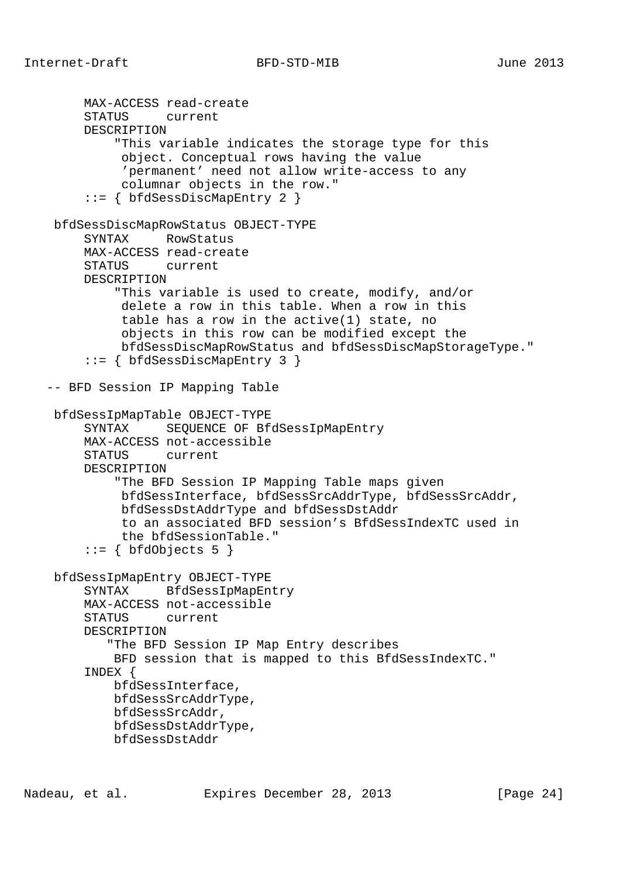```
        MAX-ACCESS read-create
        STATUS     current
        DESCRIPTION
            "This variable indicates the storage type for this
             object. Conceptual rows having the value
             'permanent' need not allow write-access to any
             columnar objects in the row."
        ::= { bfdSessDiscMapEntry 2 }

    bfdSessDiscMapRowStatus OBJECT-TYPE
        SYNTAX     RowStatus
        MAX-ACCESS read-create
        STATUS     current
        DESCRIPTION
            "This variable is used to create, modify, and/or
             delete a row in this table. When a row in this
             table has a row in the active(1) state, no
             objects in this row can be modified except the
             bfdSessDiscMapRowStatus and bfdSessDiscMapStorageType."
        ::= { bfdSessDiscMapEntry 3 }

   -- BFD Session IP Mapping Table

    bfdSessIpMapTable OBJECT-TYPE
        SYNTAX     SEQUENCE OF BfdSessIpMapEntry
        MAX-ACCESS not-accessible
        STATUS     current
        DESCRIPTION
            "The BFD Session IP Mapping Table maps given
             bfdSessInterface, bfdSessSrcAddrType, bfdSessSrcAddr,
             bfdSessDstAddrType and bfdSessDstAddr
             to an associated BFD session's BfdSessIndexTC used in
             the bfdSessionTable."
        ::= { bfdObjects 5 }

    bfdSessIpMapEntry OBJECT-TYPE
        SYNTAX     BfdSessIpMapEntry
        MAX-ACCESS not-accessible
        STATUS     current
        DESCRIPTION
           "The BFD Session IP Map Entry describes
            BFD session that is mapped to this BfdSessIndexTC."
        INDEX {
            bfdSessInterface,
            bfdSessSrcAddrType,
            bfdSessSrcAddr,
            bfdSessDstAddrType,
            bfdSessDstAddr
```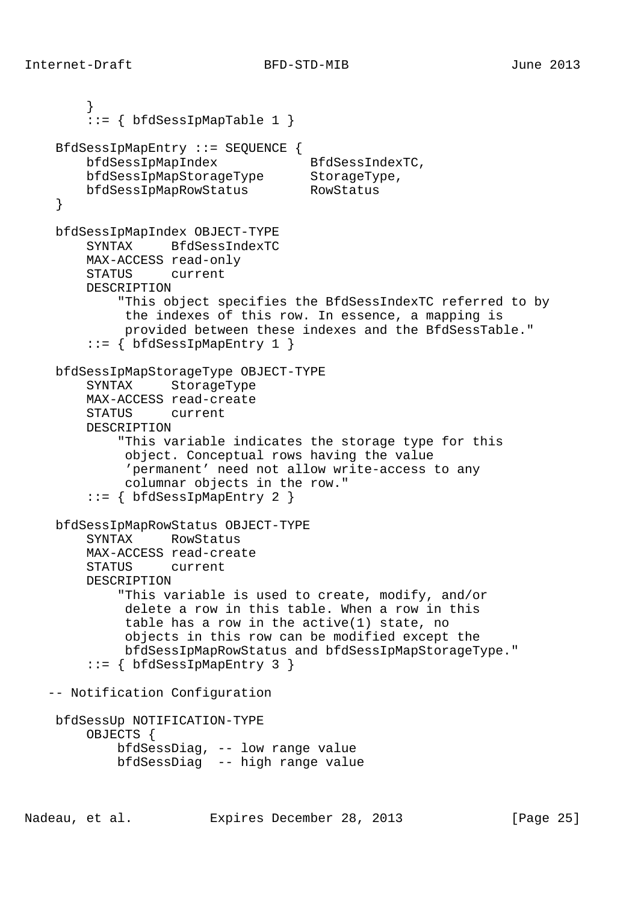```
        }
        ::= { bfdSessIpMapTable 1 }

    BfdSessIpMapEntry ::= SEQUENCE {
        bfdSessIpMapIndex            BfdSessIndexTC,
        bfdSessIpMapStorageType      StorageType,
        bfdSessIpMapRowStatus        RowStatus
    }

    bfdSessIpMapIndex OBJECT-TYPE
        SYNTAX     BfdSessIndexTC
        MAX-ACCESS read-only
        STATUS     current
        DESCRIPTION
            "This object specifies the BfdSessIndexTC referred to by
             the indexes of this row. In essence, a mapping is
             provided between these indexes and the BfdSessTable."
        ::= { bfdSessIpMapEntry 1 }

    bfdSessIpMapStorageType OBJECT-TYPE
        SYNTAX     StorageType
        MAX-ACCESS read-create
        STATUS     current
        DESCRIPTION
            "This variable indicates the storage type for this
             object. Conceptual rows having the value
             'permanent' need not allow write-access to any
             columnar objects in the row."
        ::= { bfdSessIpMapEntry 2 }

    bfdSessIpMapRowStatus OBJECT-TYPE
        SYNTAX     RowStatus
        MAX-ACCESS read-create
        STATUS     current
        DESCRIPTION
            "This variable is used to create, modify, and/or
             delete a row in this table. When a row in this
             table has a row in the active(1) state, no
             objects in this row can be modified except the
             bfdSessIpMapRowStatus and bfdSessIpMapStorageType."
        ::= { bfdSessIpMapEntry 3 }

   -- Notification Configuration

    bfdSessUp NOTIFICATION-TYPE
        OBJECTS {
            bfdSessDiag, -- low range value
            bfdSessDiag  -- high range value
```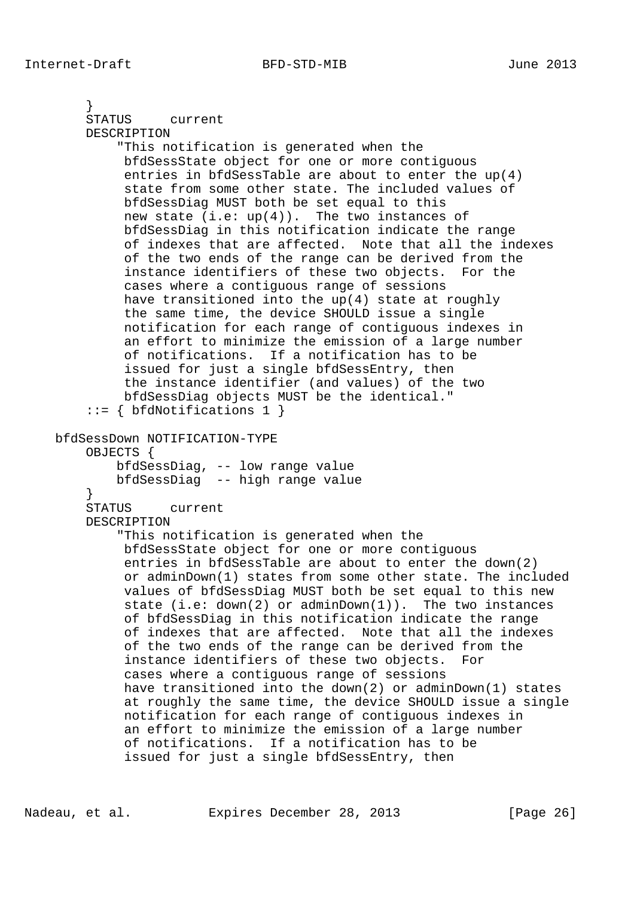```
       }
       STATUS     current
       DESCRIPTION
           "This notification is generated when the
            bfdSessState object for one or more contiguous
            entries in bfdSessTable are about to enter the up(4)
            state from some other state. The included values of
            bfdSessDiag MUST both be set equal to this
            new state (i.e: up(4)).  The two instances of
            bfdSessDiag in this notification indicate the range
            of indexes that are affected.  Note that all the indexes
            of the two ends of the range can be derived from the
            instance identifiers of these two objects.  For the
            cases where a contiguous range of sessions
            have transitioned into the up(4) state at roughly
            the same time, the device SHOULD issue a single
            notification for each range of contiguous indexes in
            an effort to minimize the emission of a large number
            of notifications.  If a notification has to be
            issued for just a single bfdSessEntry, then
            the instance identifier (and values) of the two
            bfdSessDiag objects MUST be the identical."
       ::= { bfdNotifications 1 }

   bfdSessDown NOTIFICATION-TYPE
       OBJECTS {
           bfdSessDiag, -- low range value
           bfdSessDiag  -- high range value
       }
       STATUS     current
       DESCRIPTION
           "This notification is generated when the
            bfdSessState object for one or more contiguous
            entries in bfdSessTable are about to enter the down(2)
            or adminDown(1) states from some other state. The included
            values of bfdSessDiag MUST both be set equal to this new
            state (i.e: down(2) or adminDown(1)).  The two instances
            of bfdSessDiag in this notification indicate the range
            of indexes that are affected.  Note that all the indexes
            of the two ends of the range can be derived from the
            instance identifiers of these two objects.  For
            cases where a contiguous range of sessions
            have transitioned into the down(2) or adminDown(1) states
            at roughly the same time, the device SHOULD issue a single
            notification for each range of contiguous indexes in
            an effort to minimize the emission of a large number
            of notifications.  If a notification has to be
            issued for just a single bfdSessEntry, then
```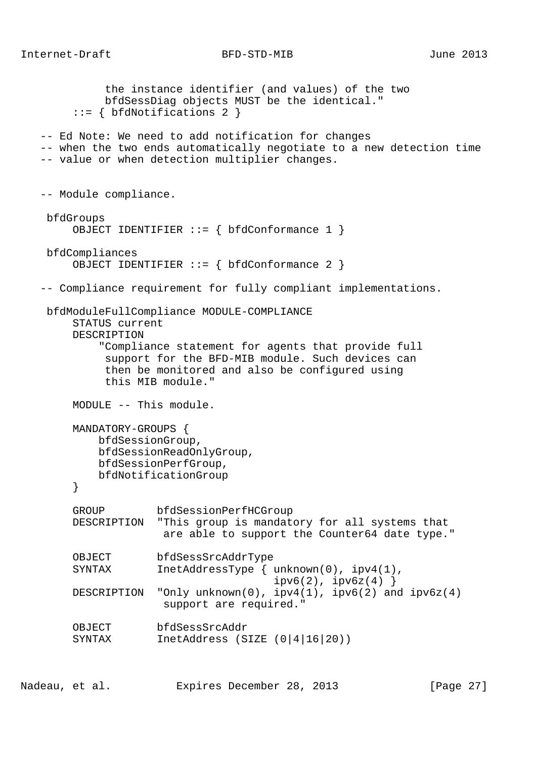```
             the instance identifier (and values) of the two
             bfdSessDiag objects MUST be the identical."
        ::= { bfdNotifications 2 }

   -- Ed Note: We need to add notification for changes
   -- when the two ends automatically negotiate to a new detection time
   -- value or when detection multiplier changes.


   -- Module compliance.

    bfdGroups
        OBJECT IDENTIFIER ::= { bfdConformance 1 }

    bfdCompliances
        OBJECT IDENTIFIER ::= { bfdConformance 2 }

   -- Compliance requirement for fully compliant implementations.

    bfdModuleFullCompliance MODULE-COMPLIANCE
        STATUS current
        DESCRIPTION
            "Compliance statement for agents that provide full
             support for the BFD-MIB module. Such devices can
             then be monitored and also be configured using
             this MIB module."

        MODULE -- This module.

        MANDATORY-GROUPS {
            bfdSessionGroup,
            bfdSessionReadOnlyGroup,
            bfdSessionPerfGroup,
            bfdNotificationGroup
        }

        GROUP        bfdSessionPerfHCGroup
        DESCRIPTION  "This group is mandatory for all systems that
                      are able to support the Counter64 date type."

        OBJECT       bfdSessSrcAddrType
        SYNTAX       InetAddressType { unknown(0), ipv4(1),
                                       ipv6(2), ipv6z(4) }
        DESCRIPTION  "Only unknown(0), ipv4(1), ipv6(2) and ipv6z(4)
                      support are required."

        OBJECT       bfdSessSrcAddr
        SYNTAX       InetAddress (SIZE (0|4|16|20))
```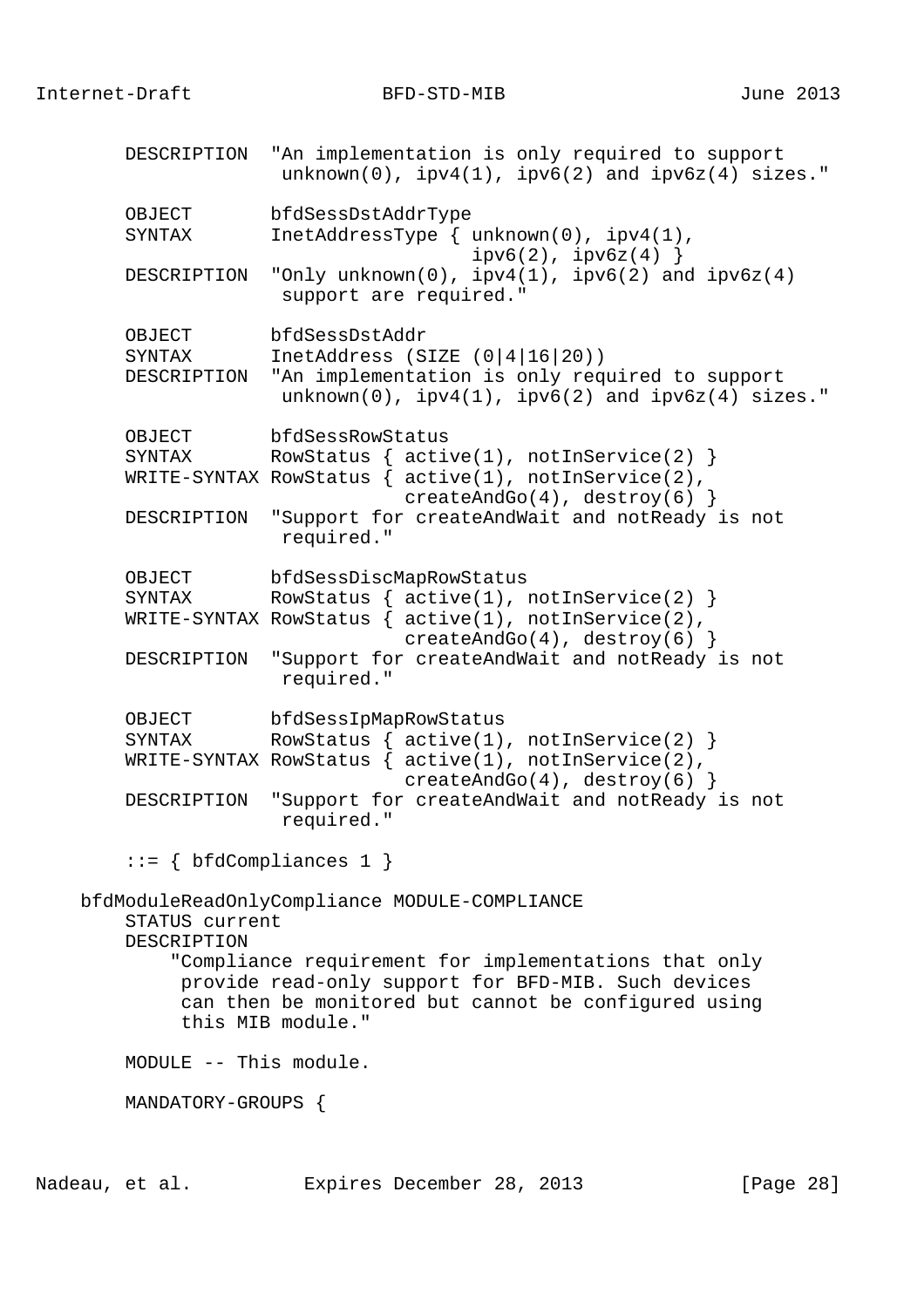```
       DESCRIPTION  "An implementation is only required to support
                     unknown(0), ipv4(1), ipv6(2) and ipv6z(4) sizes."

       OBJECT       bfdSessDstAddrType
       SYNTAX       InetAddressType { unknown(0), ipv4(1),
                                      ipv6(2), ipv6z(4) }
       DESCRIPTION  "Only unknown(0), ipv4(1), ipv6(2) and ipv6z(4)
                     support are required."

       OBJECT       bfdSessDstAddr
       SYNTAX       InetAddress (SIZE (0|4|16|20))
       DESCRIPTION  "An implementation is only required to support
                     unknown(0), ipv4(1), ipv6(2) and ipv6z(4) sizes."

       OBJECT       bfdSessRowStatus
       SYNTAX       RowStatus { active(1), notInService(2) }
       WRITE-SYNTAX RowStatus { active(1), notInService(2),
                                createAndGo(4), destroy(6) }
       DESCRIPTION  "Support for createAndWait and notReady is not
                     required."

       OBJECT       bfdSessDiscMapRowStatus
       SYNTAX       RowStatus { active(1), notInService(2) }
       WRITE-SYNTAX RowStatus { active(1), notInService(2),
                                createAndGo(4), destroy(6) }
       DESCRIPTION  "Support for createAndWait and notReady is not
                     required."

       OBJECT       bfdSessIpMapRowStatus
       SYNTAX       RowStatus { active(1), notInService(2) }
       WRITE-SYNTAX RowStatus { active(1), notInService(2),
                                createAndGo(4), destroy(6) }
       DESCRIPTION  "Support for createAndWait and notReady is not
                     required."

       ::= { bfdCompliances 1 }

   bfdModuleReadOnlyCompliance MODULE-COMPLIANCE
       STATUS current
       DESCRIPTION
           "Compliance requirement for implementations that only
            provide read-only support for BFD-MIB. Such devices
            can then be monitored but cannot be configured using
            this MIB module."

       MODULE -- This module.

       MANDATORY-GROUPS {
```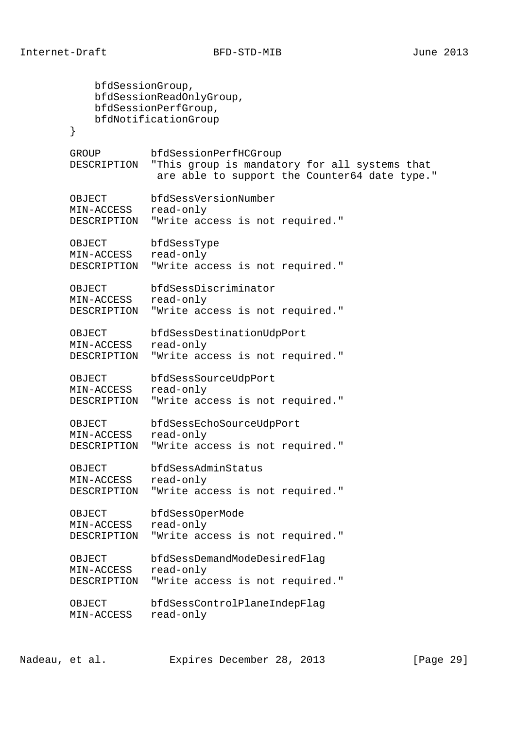```
           bfdSessionGroup,
           bfdSessionReadOnlyGroup,
           bfdSessionPerfGroup,
           bfdNotificationGroup
       }

       GROUP        bfdSessionPerfHCGroup
       DESCRIPTION  "This group is mandatory for all systems that
                     are able to support the Counter64 date type."

       OBJECT       bfdSessVersionNumber
       MIN-ACCESS   read-only
       DESCRIPTION  "Write access is not required."

       OBJECT       bfdSessType
       MIN-ACCESS   read-only
       DESCRIPTION  "Write access is not required."

       OBJECT       bfdSessDiscriminator
       MIN-ACCESS   read-only
       DESCRIPTION  "Write access is not required."

       OBJECT       bfdSessDestinationUdpPort
       MIN-ACCESS   read-only
       DESCRIPTION  "Write access is not required."

       OBJECT       bfdSessSourceUdpPort
       MIN-ACCESS   read-only
       DESCRIPTION  "Write access is not required."

       OBJECT       bfdSessEchoSourceUdpPort
       MIN-ACCESS   read-only
       DESCRIPTION  "Write access is not required."

       OBJECT       bfdSessAdminStatus
       MIN-ACCESS   read-only
       DESCRIPTION  "Write access is not required."

       OBJECT       bfdSessOperMode
       MIN-ACCESS   read-only
       DESCRIPTION  "Write access is not required."

       OBJECT       bfdSessDemandModeDesiredFlag
       MIN-ACCESS   read-only
       DESCRIPTION  "Write access is not required."

       OBJECT       bfdSessControlPlaneIndepFlag
       MIN-ACCESS   read-only
```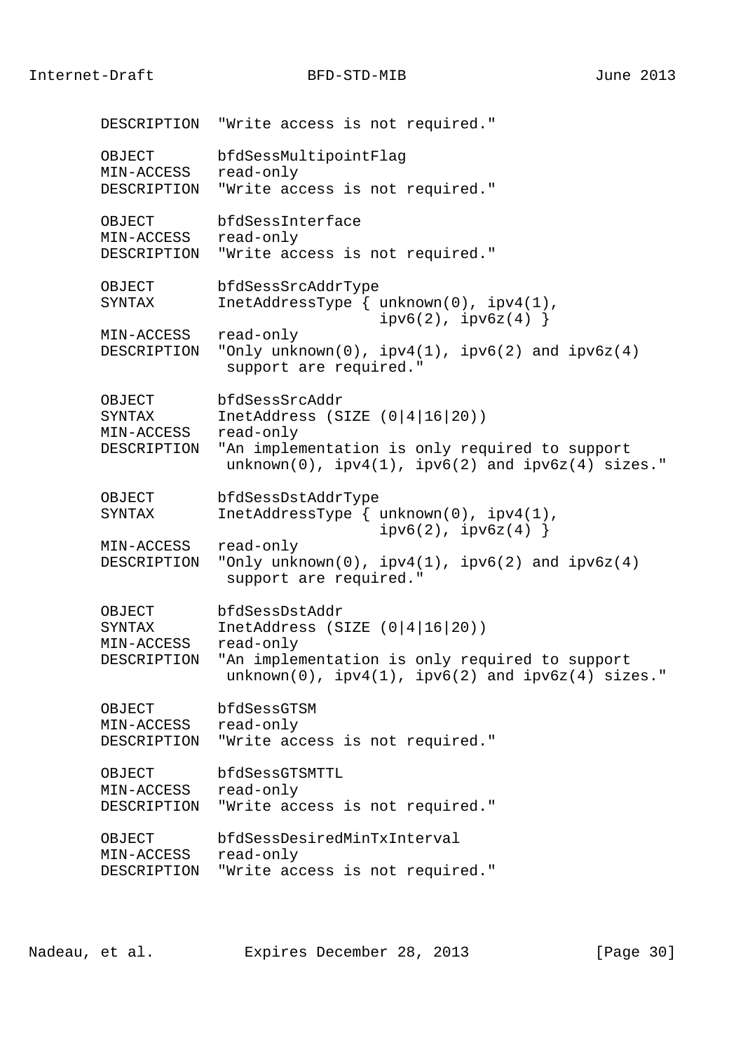```
       DESCRIPTION  "Write access is not required."

       OBJECT       bfdSessMultipointFlag
       MIN-ACCESS   read-only
       DESCRIPTION  "Write access is not required."

       OBJECT       bfdSessInterface
       MIN-ACCESS   read-only
       DESCRIPTION  "Write access is not required."

       OBJECT       bfdSessSrcAddrType
       SYNTAX       InetAddressType { unknown(0), ipv4(1),
                                      ipv6(2), ipv6z(4) }
       MIN-ACCESS   read-only
       DESCRIPTION  "Only unknown(0), ipv4(1), ipv6(2) and ipv6z(4)
                     support are required."

       OBJECT       bfdSessSrcAddr
       SYNTAX       InetAddress (SIZE (0|4|16|20))
       MIN-ACCESS   read-only
       DESCRIPTION  "An implementation is only required to support
                     unknown(0), ipv4(1), ipv6(2) and ipv6z(4) sizes."

       OBJECT       bfdSessDstAddrType
       SYNTAX       InetAddressType { unknown(0), ipv4(1),
                                      ipv6(2), ipv6z(4) }
       MIN-ACCESS   read-only
       DESCRIPTION  "Only unknown(0), ipv4(1), ipv6(2) and ipv6z(4)
                     support are required."

       OBJECT       bfdSessDstAddr
       SYNTAX       InetAddress (SIZE (0|4|16|20))
       MIN-ACCESS   read-only
       DESCRIPTION  "An implementation is only required to support
                     unknown(0), ipv4(1), ipv6(2) and ipv6z(4) sizes."

       OBJECT       bfdSessGTSM
       MIN-ACCESS   read-only
       DESCRIPTION  "Write access is not required."

       OBJECT       bfdSessGTSMTTL
       MIN-ACCESS   read-only
       DESCRIPTION  "Write access is not required."

       OBJECT       bfdSessDesiredMinTxInterval
       MIN-ACCESS   read-only
       DESCRIPTION  "Write access is not required."
```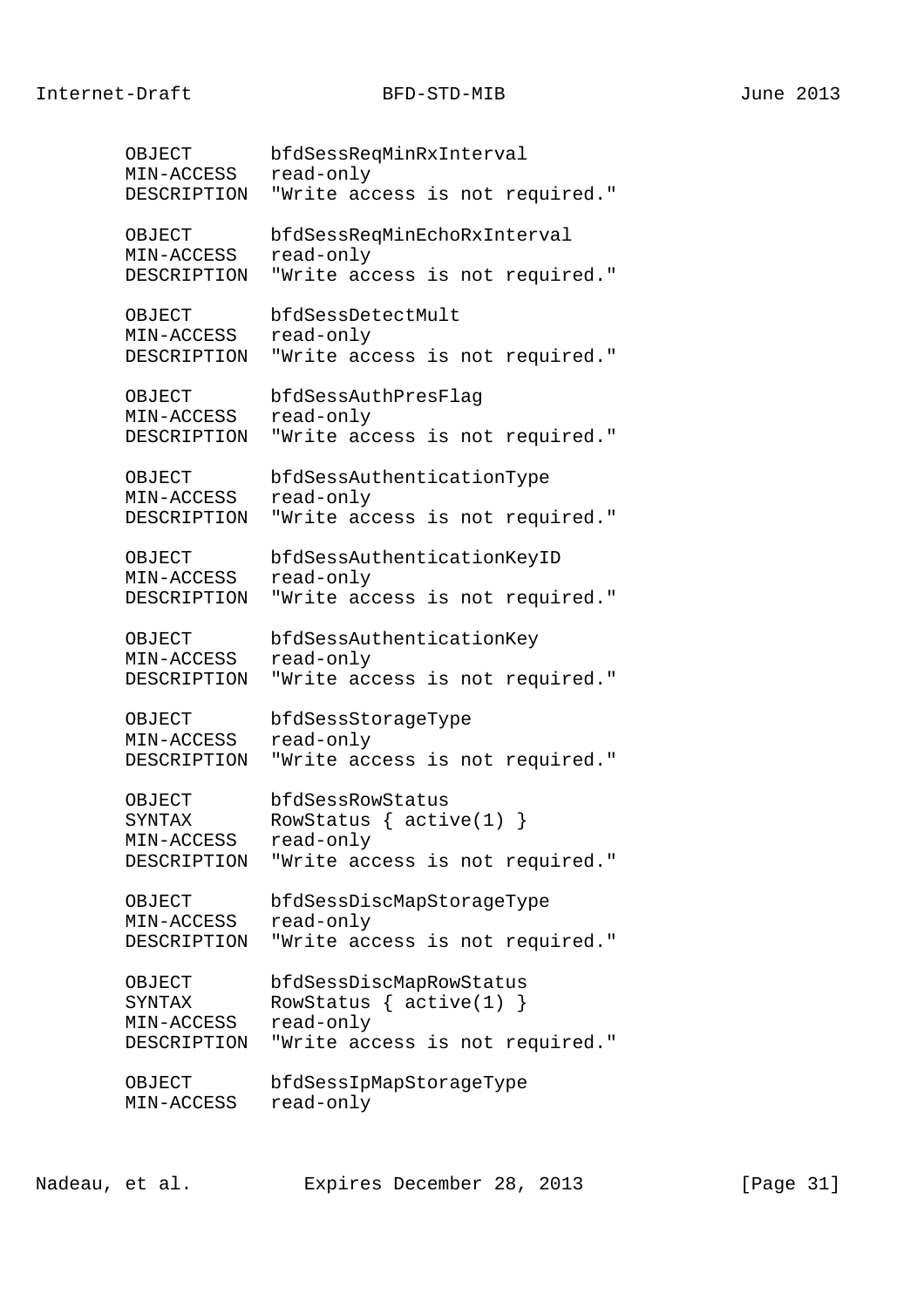```
OBJECT       bfdSessReqMinRxInterval
MIN-ACCESS   read-only
DESCRIPTION  "Write access is not required."

OBJECT       bfdSessReqMinEchoRxInterval
MIN-ACCESS   read-only
DESCRIPTION  "Write access is not required."

OBJECT       bfdSessDetectMult
MIN-ACCESS   read-only
DESCRIPTION  "Write access is not required."

OBJECT       bfdSessAuthPresFlag
MIN-ACCESS   read-only
DESCRIPTION  "Write access is not required."

OBJECT       bfdSessAuthenticationType
MIN-ACCESS   read-only
DESCRIPTION  "Write access is not required."

OBJECT       bfdSessAuthenticationKeyID
MIN-ACCESS   read-only
DESCRIPTION  "Write access is not required."

OBJECT       bfdSessAuthenticationKey
MIN-ACCESS   read-only
DESCRIPTION  "Write access is not required."

OBJECT       bfdSessStorageType
MIN-ACCESS   read-only
DESCRIPTION  "Write access is not required."

OBJECT       bfdSessRowStatus
SYNTAX       RowStatus { active(1) }
MIN-ACCESS   read-only
DESCRIPTION  "Write access is not required."

OBJECT       bfdSessDiscMapStorageType
MIN-ACCESS   read-only
DESCRIPTION  "Write access is not required."

OBJECT       bfdSessDiscMapRowStatus
SYNTAX       RowStatus { active(1) }
MIN-ACCESS   read-only
DESCRIPTION  "Write access is not required."

OBJECT       bfdSessIpMapStorageType
MIN-ACCESS   read-only
```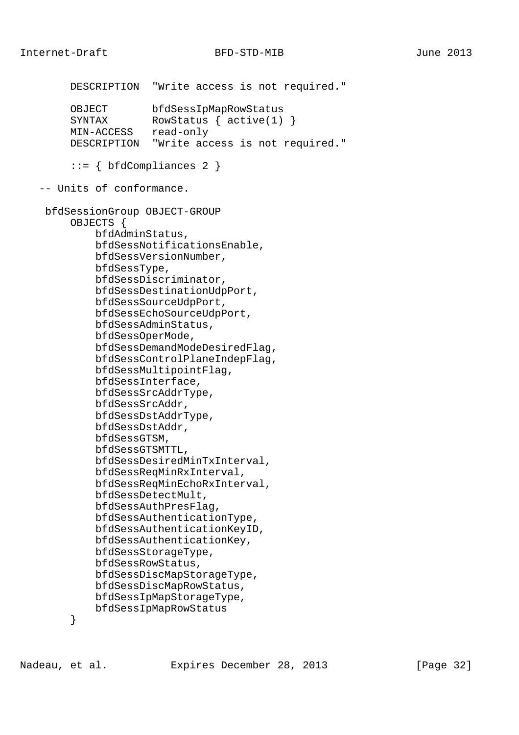```
        DESCRIPTION  "Write access is not required."

        OBJECT       bfdSessIpMapRowStatus
        SYNTAX       RowStatus { active(1) }
        MIN-ACCESS   read-only
        DESCRIPTION  "Write access is not required."

        ::= { bfdCompliances 2 }

   -- Units of conformance.

    bfdSessionGroup OBJECT-GROUP
        OBJECTS {
            bfdAdminStatus,
            bfdSessNotificationsEnable,
            bfdSessVersionNumber,
            bfdSessType,
            bfdSessDiscriminator,
            bfdSessDestinationUdpPort,
            bfdSessSourceUdpPort,
            bfdSessEchoSourceUdpPort,
            bfdSessAdminStatus,
            bfdSessOperMode,
            bfdSessDemandModeDesiredFlag,
            bfdSessControlPlaneIndepFlag,
            bfdSessMultipointFlag,
            bfdSessInterface,
            bfdSessSrcAddrType,
            bfdSessSrcAddr,
            bfdSessDstAddrType,
            bfdSessDstAddr,
            bfdSessGTSM,
            bfdSessGTSMTTL,
            bfdSessDesiredMinTxInterval,
            bfdSessReqMinRxInterval,
            bfdSessReqMinEchoRxInterval,
            bfdSessDetectMult,
            bfdSessAuthPresFlag,
            bfdSessAuthenticationType,
            bfdSessAuthenticationKeyID,
            bfdSessAuthenticationKey,
            bfdSessStorageType,
            bfdSessRowStatus,
            bfdSessDiscMapStorageType,
            bfdSessDiscMapRowStatus,
            bfdSessIpMapStorageType,
            bfdSessIpMapRowStatus
        }
```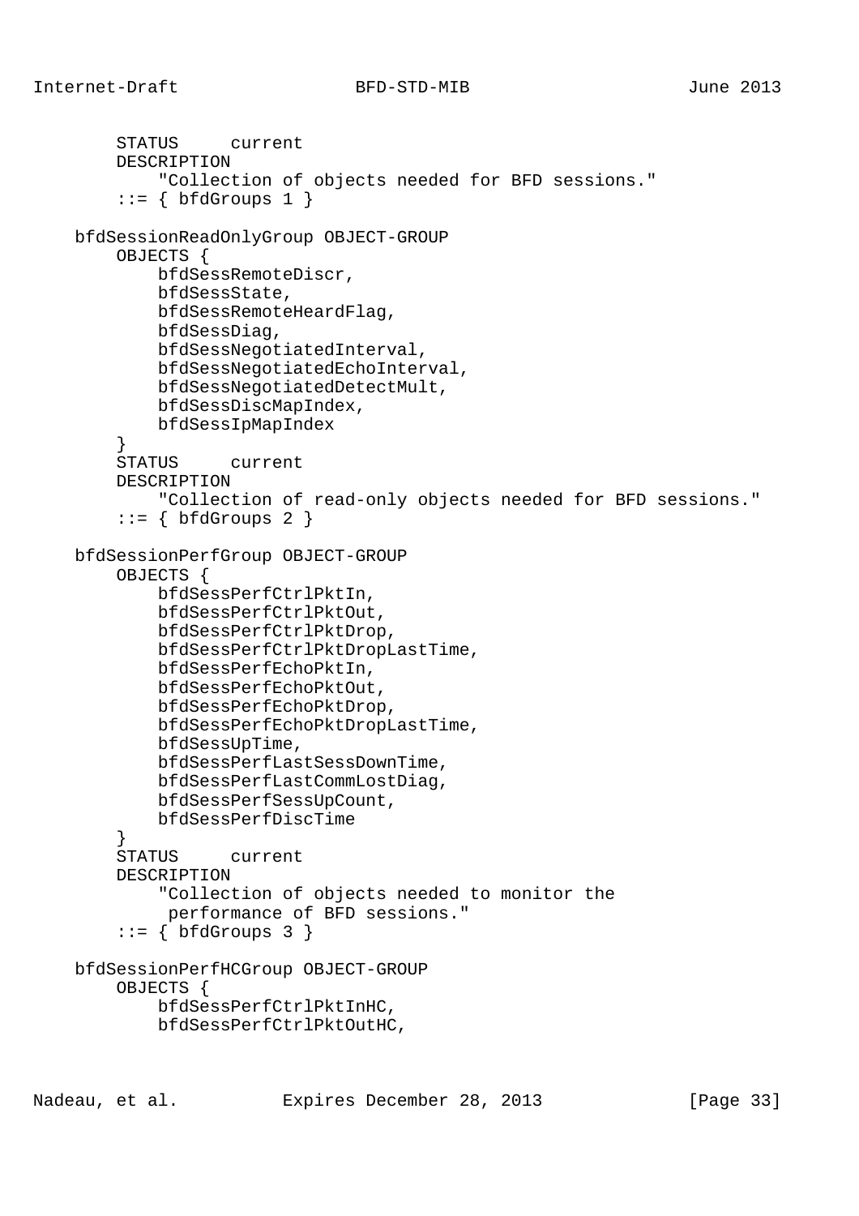```
        STATUS     current
        DESCRIPTION
            "Collection of objects needed for BFD sessions."
        ::= { bfdGroups 1 }

    bfdSessionReadOnlyGroup OBJECT-GROUP
        OBJECTS {
            bfdSessRemoteDiscr,
            bfdSessState,
            bfdSessRemoteHeardFlag,
            bfdSessDiag,
            bfdSessNegotiatedInterval,
            bfdSessNegotiatedEchoInterval,
            bfdSessNegotiatedDetectMult,
            bfdSessDiscMapIndex,
            bfdSessIpMapIndex
        }
        STATUS     current
        DESCRIPTION
            "Collection of read-only objects needed for BFD sessions."
        ::= { bfdGroups 2 }

    bfdSessionPerfGroup OBJECT-GROUP
        OBJECTS {
            bfdSessPerfCtrlPktIn,
            bfdSessPerfCtrlPktOut,
            bfdSessPerfCtrlPktDrop,
            bfdSessPerfCtrlPktDropLastTime,
            bfdSessPerfEchoPktIn,
            bfdSessPerfEchoPktOut,
            bfdSessPerfEchoPktDrop,
            bfdSessPerfEchoPktDropLastTime,
            bfdSessUpTime,
            bfdSessPerfLastSessDownTime,
            bfdSessPerfLastCommLostDiag,
            bfdSessPerfSessUpCount,
            bfdSessPerfDiscTime
        }
        STATUS     current
        DESCRIPTION
            "Collection of objects needed to monitor the
             performance of BFD sessions."
        ::= { bfdGroups 3 }

    bfdSessionPerfHCGroup OBJECT-GROUP
        OBJECTS {
            bfdSessPerfCtrlPktInHC,
            bfdSessPerfCtrlPktOutHC,
```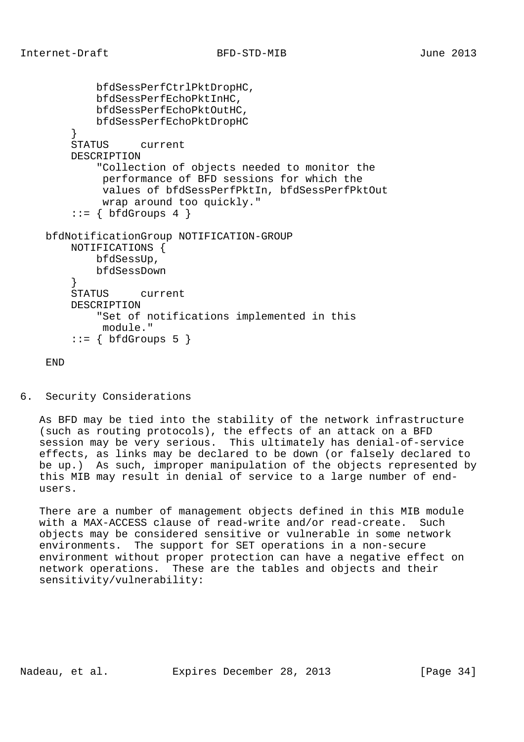```
            bfdSessPerfCtrlPktDropHC,
            bfdSessPerfEchoPktInHC,
            bfdSessPerfEchoPktOutHC,
            bfdSessPerfEchoPktDropHC
        }
        STATUS     current
        DESCRIPTION
            "Collection of objects needed to monitor the
             performance of BFD sessions for which the
             values of bfdSessPerfPktIn, bfdSessPerfPktOut
             wrap around too quickly."
        ::= { bfdGroups 4 }

    bfdNotificationGroup NOTIFICATION-GROUP
        NOTIFICATIONS {
            bfdSessUp,
            bfdSessDown
        }
        STATUS     current
        DESCRIPTION
            "Set of notifications implemented in this
             module."
        ::= { bfdGroups 5 }

    END
```

## 6. Security Considerations

As BFD may be tied into the stability of the network infrastructure (such as routing protocols), the effects of an attack on a BFD session may be very serious. This ultimately has denial-of-service effects, as links may be declared to be down (or falsely declared to be up.) As such, improper manipulation of the objects represented by this MIB may result in denial of service to a large number of end-users.

There are a number of management objects defined in this MIB module with a MAX-ACCESS clause of read-write and/or read-create. Such objects may be considered sensitive or vulnerable in some network environments. The support for SET operations in a non-secure environment without proper protection can have a negative effect on network operations. These are the tables and objects and their sensitivity/vulnerability: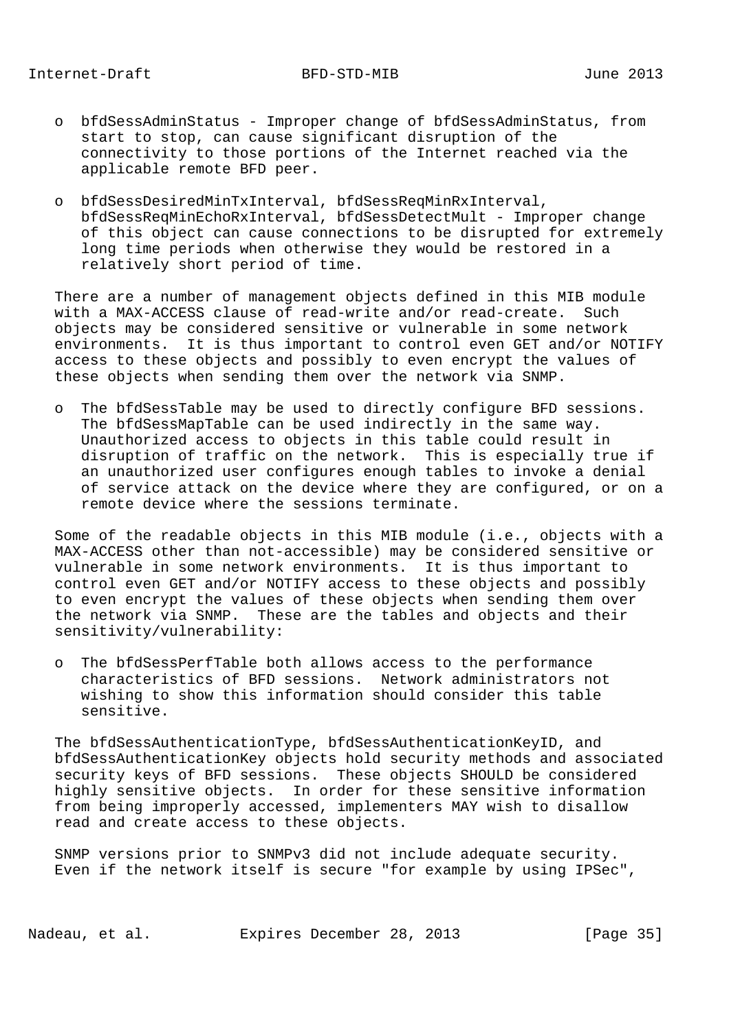- bfdSessAdminStatus - Improper change of bfdSessAdminStatus, from start to stop, can cause significant disruption of the connectivity to those portions of the Internet reached via the applicable remote BFD peer.

- bfdSessDesiredMinTxInterval, bfdSessReqMinRxInterval, bfdSessReqMinEchoRxInterval, bfdSessDetectMult - Improper change of this object can cause connections to be disrupted for extremely long time periods when otherwise they would be restored in a relatively short period of time.

There are a number of management objects defined in this MIB module with a MAX-ACCESS clause of read-write and/or read-create. Such objects may be considered sensitive or vulnerable in some network environments. It is thus important to control even GET and/or NOTIFY access to these objects and possibly to even encrypt the values of these objects when sending them over the network via SNMP.

- The bfdSessTable may be used to directly configure BFD sessions. The bfdSessMapTable can be used indirectly in the same way. Unauthorized access to objects in this table could result in disruption of traffic on the network. This is especially true if an unauthorized user configures enough tables to invoke a denial of service attack on the device where they are configured, or on a remote device where the sessions terminate.

Some of the readable objects in this MIB module (i.e., objects with a MAX-ACCESS other than not-accessible) may be considered sensitive or vulnerable in some network environments. It is thus important to control even GET and/or NOTIFY access to these objects and possibly to even encrypt the values of these objects when sending them over the network via SNMP. These are the tables and objects and their sensitivity/vulnerability:

- The bfdSessPerfTable both allows access to the performance characteristics of BFD sessions. Network administrators not wishing to show this information should consider this table sensitive.

The bfdSessAuthenticationType, bfdSessAuthenticationKeyID, and bfdSessAuthenticationKey objects hold security methods and associated security keys of BFD sessions. These objects SHOULD be considered highly sensitive objects. In order for these sensitive information from being improperly accessed, implementers MAY wish to disallow read and create access to these objects.

SNMP versions prior to SNMPv3 did not include adequate security. Even if the network itself is secure "for example by using IPSec",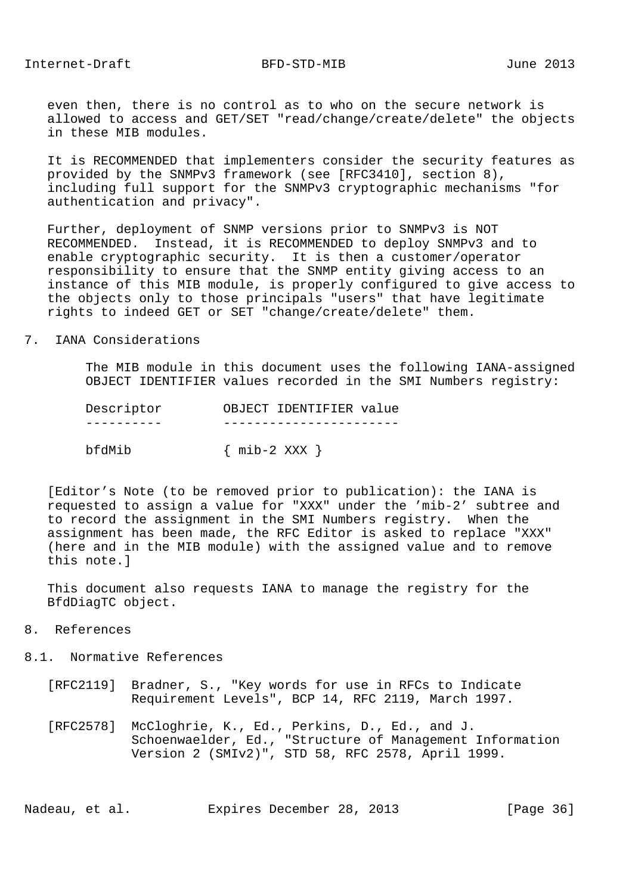even then, there is no control as to who on the secure network is allowed to access and GET/SET "read/change/create/delete" the objects in these MIB modules.

It is RECOMMENDED that implementers consider the security features as provided by the SNMPv3 framework (see [RFC3410], section 8), including full support for the SNMPv3 cryptographic mechanisms "for authentication and privacy".

Further, deployment of SNMP versions prior to SNMPv3 is NOT RECOMMENDED. Instead, it is RECOMMENDED to deploy SNMPv3 and to enable cryptographic security. It is then a customer/operator responsibility to ensure that the SNMP entity giving access to an instance of this MIB module, is properly configured to give access to the objects only to those principals "users" that have legitimate rights to indeed GET or SET "change/create/delete" them.

# 7. IANA Considerations

The MIB module in this document uses the following IANA-assigned OBJECT IDENTIFIER values recorded in the SMI Numbers registry:

| Descriptor | OBJECT IDENTIFIER value |
| --- | --- |
| bfdMib | { mib-2 XXX } |

[Editor's Note (to be removed prior to publication): the IANA is requested to assign a value for "XXX" under the 'mib-2' subtree and to record the assignment in the SMI Numbers registry. When the assignment has been made, the RFC Editor is asked to replace "XXX" (here and in the MIB module) with the assigned value and to remove this note.]

This document also requests IANA to manage the registry for the BfdDiagTC object.

# 8. References

## 8.1. Normative References

[RFC2119] Bradner, S., "Key words for use in RFCs to Indicate Requirement Levels", BCP 14, RFC 2119, March 1997.

[RFC2578] McCloghrie, K., Ed., Perkins, D., Ed., and J. Schoenwaelder, Ed., "Structure of Management Information Version 2 (SMIv2)", STD 58, RFC 2578, April 1999.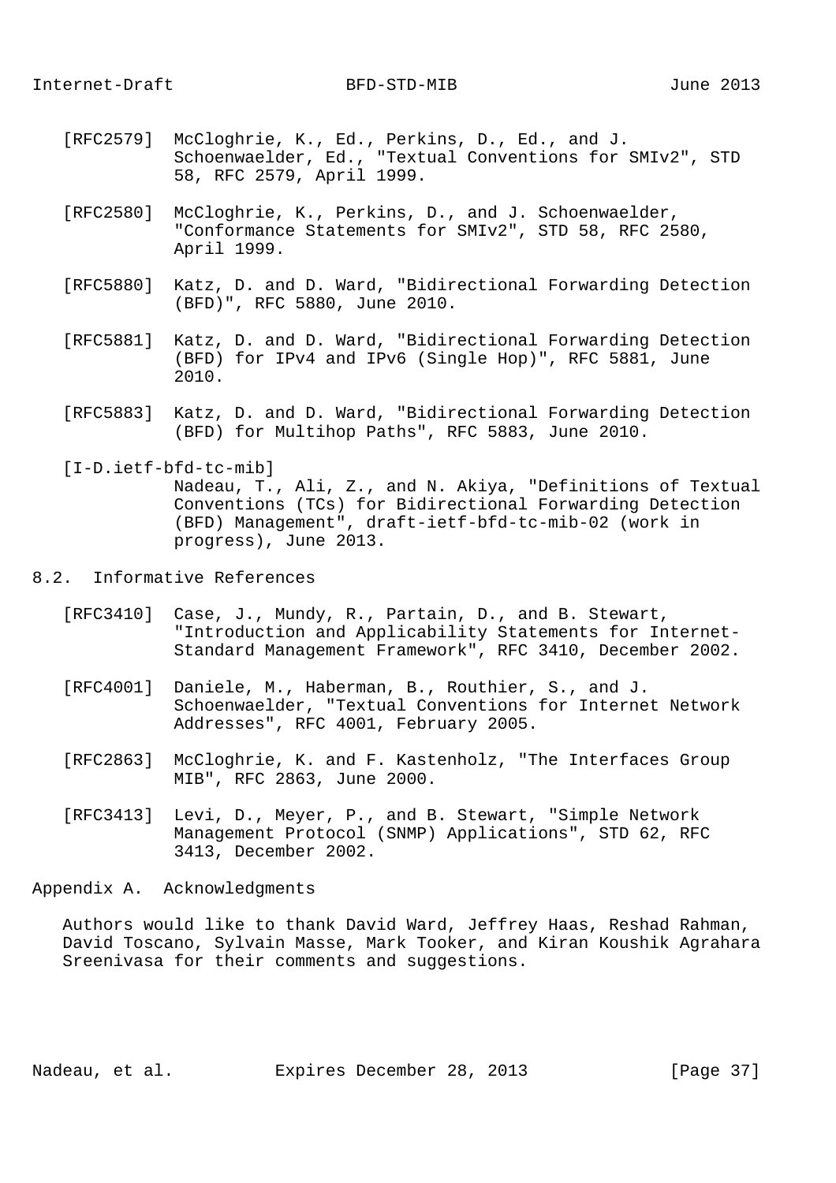[RFC2579] McCloghrie, K., Ed., Perkins, D., Ed., and J. Schoenwaelder, Ed., "Textual Conventions for SMIv2", STD 58, RFC 2579, April 1999.

[RFC2580] McCloghrie, K., Perkins, D., and J. Schoenwaelder, "Conformance Statements for SMIv2", STD 58, RFC 2580, April 1999.

[RFC5880] Katz, D. and D. Ward, "Bidirectional Forwarding Detection (BFD)", RFC 5880, June 2010.

[RFC5881] Katz, D. and D. Ward, "Bidirectional Forwarding Detection (BFD) for IPv4 and IPv6 (Single Hop)", RFC 5881, June 2010.

[RFC5883] Katz, D. and D. Ward, "Bidirectional Forwarding Detection (BFD) for Multihop Paths", RFC 5883, June 2010.

[I-D.ietf-bfd-tc-mib] Nadeau, T., Ali, Z., and N. Akiya, "Definitions of Textual Conventions (TCs) for Bidirectional Forwarding Detection (BFD) Management", draft-ietf-bfd-tc-mib-02 (work in progress), June 2013.

## 8.2. Informative References

[RFC3410] Case, J., Mundy, R., Partain, D., and B. Stewart, "Introduction and Applicability Statements for Internet-Standard Management Framework", RFC 3410, December 2002.

[RFC4001] Daniele, M., Haberman, B., Routhier, S., and J. Schoenwaelder, "Textual Conventions for Internet Network Addresses", RFC 4001, February 2005.

[RFC2863] McCloghrie, K. and F. Kastenholz, "The Interfaces Group MIB", RFC 2863, June 2000.

[RFC3413] Levi, D., Meyer, P., and B. Stewart, "Simple Network Management Protocol (SNMP) Applications", STD 62, RFC 3413, December 2002.

# Appendix A. Acknowledgments

Authors would like to thank David Ward, Jeffrey Haas, Reshad Rahman, David Toscano, Sylvain Masse, Mark Tooker, and Kiran Koushik Agrahara Sreenivasa for their comments and suggestions.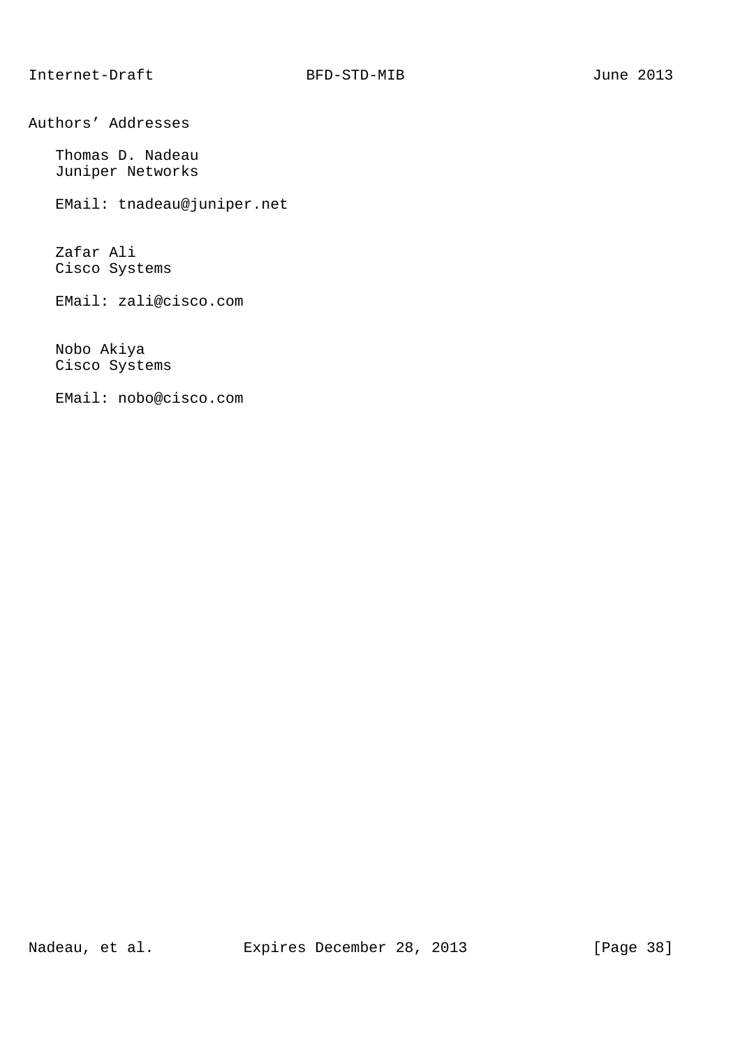# Authors' Addresses

Thomas D. Nadeau
Juniper Networks

EMail: tnadeau@juniper.net

Zafar Ali
Cisco Systems

EMail: zali@cisco.com

Nobo Akiya
Cisco Systems

EMail: nobo@cisco.com